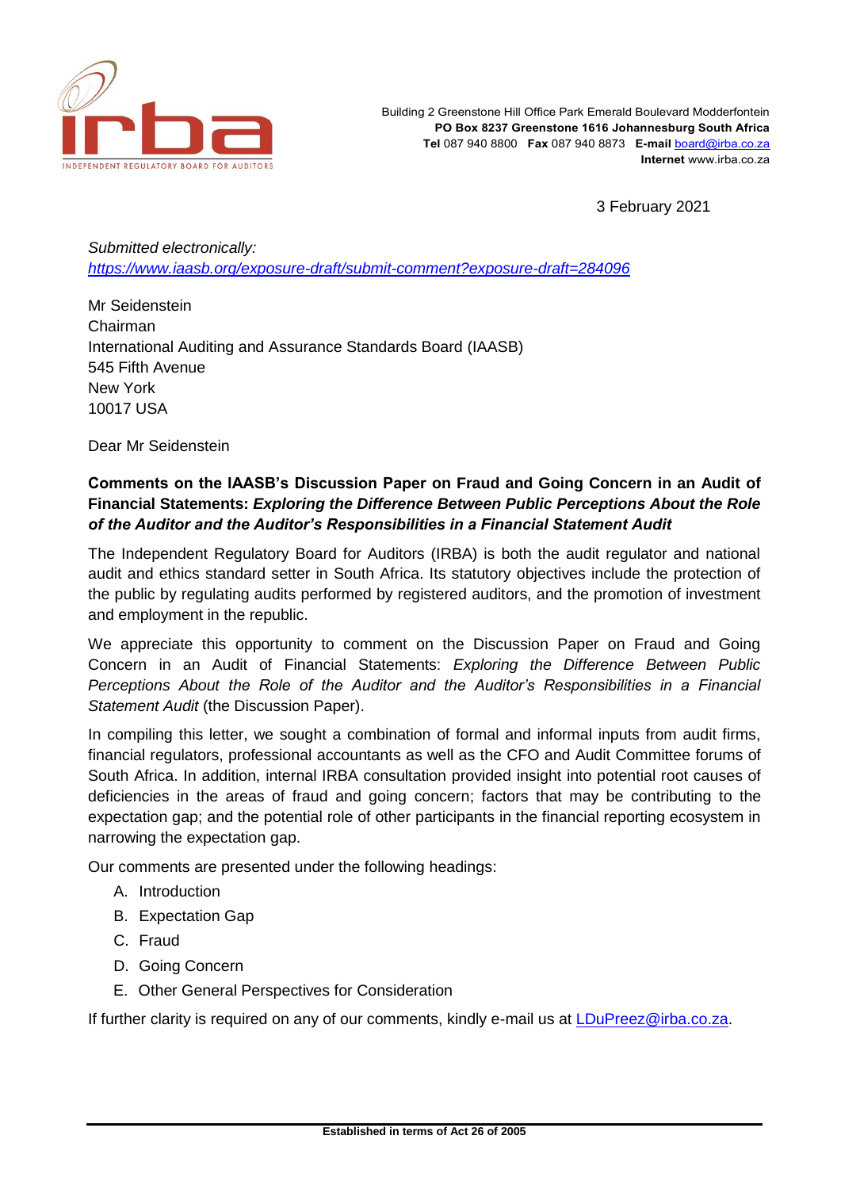irba

INDEPENDENT REGULATORY BOARD FOR AUDITORS

Building 2 Greenstone Hill Office Park Emerald Boulevard Modderfontein
**PO Box 8237 Greenstone 1616 Johannesburg South Africa**
**Tel** 087 940 8800 **Fax** 087 940 8873 **E-mail** board@irba.co.za
**Internet** www.irba.co.za

3 February 2021

*Submitted electronically:*
*https://www.iaasb.org/exposure-draft/submit-comment?exposure-draft=284096*

Mr Seidenstein
Chairman
International Auditing and Assurance Standards Board (IAASB)
545 Fifth Avenue
New York
10017 USA

Dear Mr Seidenstein

**Comments on the IAASB's Discussion Paper on Fraud and Going Concern in an Audit of Financial Statements: *Exploring the Difference Between Public Perceptions About the Role of the Auditor and the Auditor's Responsibilities in a Financial Statement Audit***

The Independent Regulatory Board for Auditors (IRBA) is both the audit regulator and national audit and ethics standard setter in South Africa. Its statutory objectives include the protection of the public by regulating audits performed by registered auditors, and the promotion of investment and employment in the republic.

We appreciate this opportunity to comment on the Discussion Paper on Fraud and Going Concern in an Audit of Financial Statements: *Exploring the Difference Between Public Perceptions About the Role of the Auditor and the Auditor's Responsibilities in a Financial Statement Audit* (the Discussion Paper).

In compiling this letter, we sought a combination of formal and informal inputs from audit firms, financial regulators, professional accountants as well as the CFO and Audit Committee forums of South Africa. In addition, internal IRBA consultation provided insight into potential root causes of deficiencies in the areas of fraud and going concern; factors that may be contributing to the expectation gap; and the potential role of other participants in the financial reporting ecosystem in narrowing the expectation gap.

Our comments are presented under the following headings:

A. Introduction
B. Expectation Gap
C. Fraud
D. Going Concern
E. Other General Perspectives for Consideration

If further clarity is required on any of our comments, kindly e-mail us at LDuPreez@irba.co.za.

**Established in terms of Act 26 of 2005**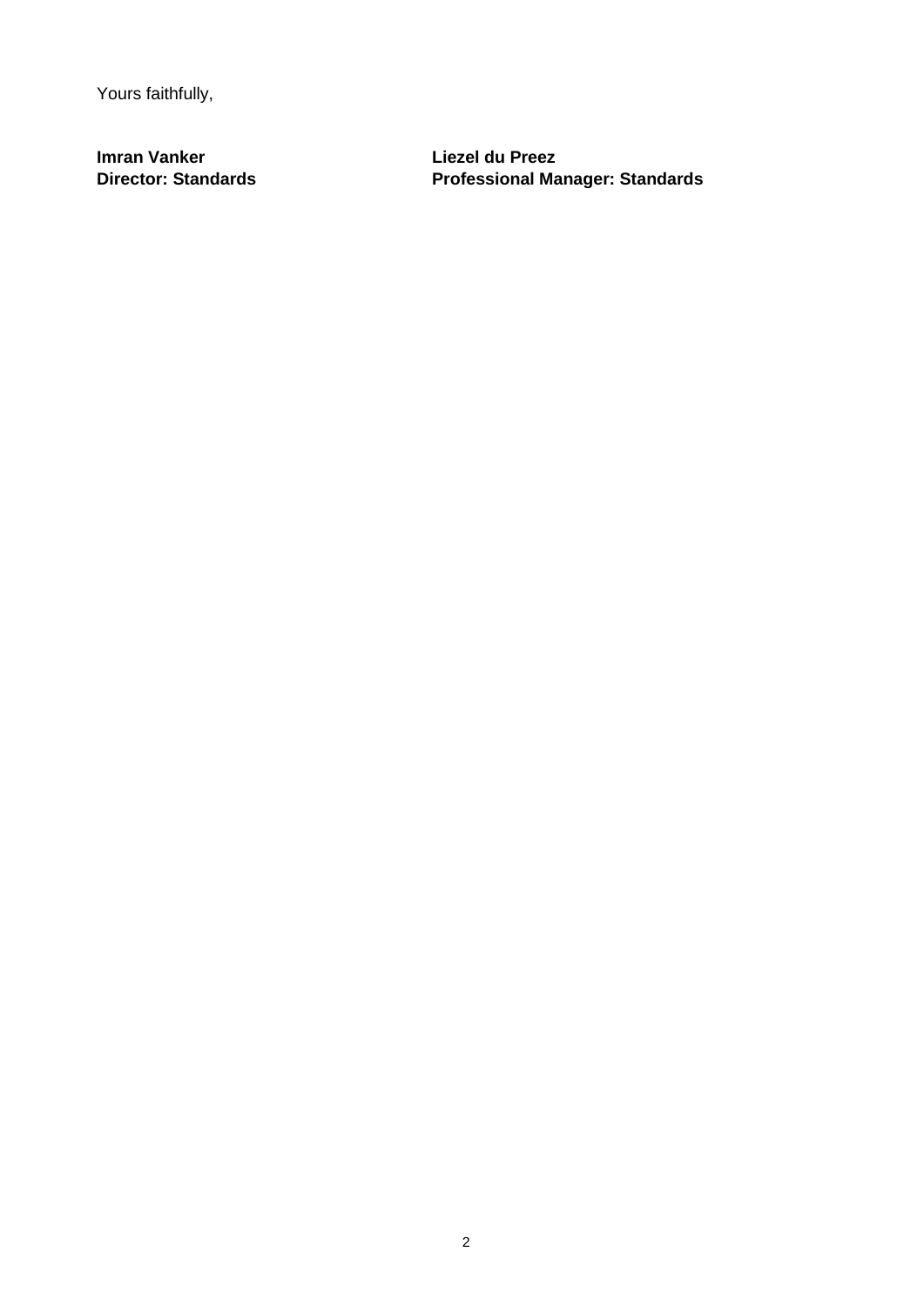Yours faithfully,

| **Imran Vanker** | **Liezel du Preez** |
|---|---|
| **Director: Standards** | **Professional Manager: Standards** |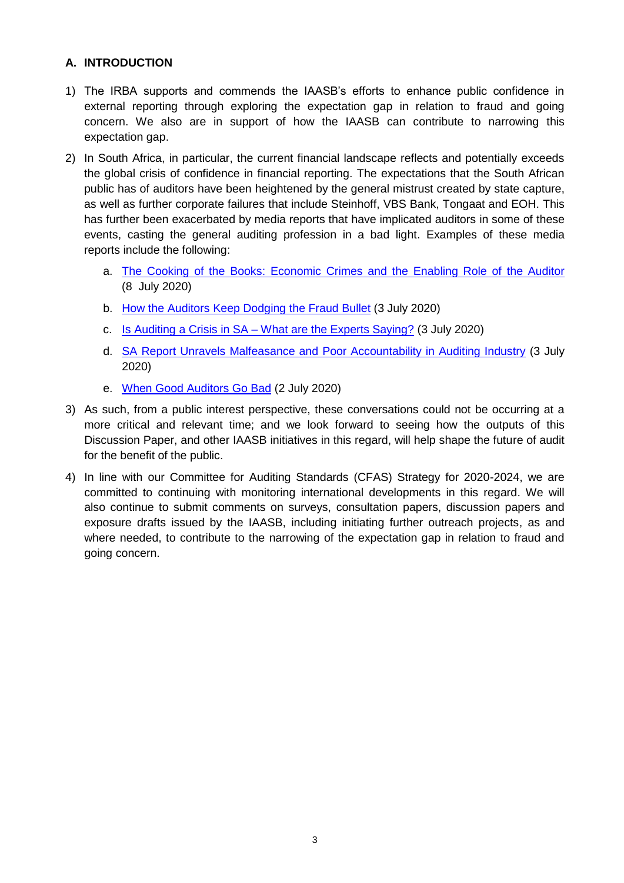## A. INTRODUCTION

1) The IRBA supports and commends the IAASB's efforts to enhance public confidence in external reporting through exploring the expectation gap in relation to fraud and going concern. We also are in support of how the IAASB can contribute to narrowing this expectation gap.

2) In South Africa, in particular, the current financial landscape reflects and potentially exceeds the global crisis of confidence in financial reporting. The expectations that the South African public has of auditors have been heightened by the general mistrust created by state capture, as well as further corporate failures that include Steinhoff, VBS Bank, Tongaat and EOH. This has further been exacerbated by media reports that have implicated auditors in some of these events, casting the general auditing profession in a bad light. Examples of these media reports include the following:

   a. The Cooking of the Books: Economic Crimes and the Enabling Role of the Auditor (8 July 2020)

   b. How the Auditors Keep Dodging the Fraud Bullet (3 July 2020)

   c. Is Auditing a Crisis in SA – What are the Experts Saying? (3 July 2020)

   d. SA Report Unravels Malfeasance and Poor Accountability in Auditing Industry (3 July 2020)

   e. When Good Auditors Go Bad (2 July 2020)

3) As such, from a public interest perspective, these conversations could not be occurring at a more critical and relevant time; and we look forward to seeing how the outputs of this Discussion Paper, and other IAASB initiatives in this regard, will help shape the future of audit for the benefit of the public.

4) In line with our Committee for Auditing Standards (CFAS) Strategy for 2020-2024, we are committed to continuing with monitoring international developments in this regard. We will also continue to submit comments on surveys, consultation papers, discussion papers and exposure drafts issued by the IAASB, including initiating further outreach projects, as and where needed, to contribute to the narrowing of the expectation gap in relation to fraud and going concern.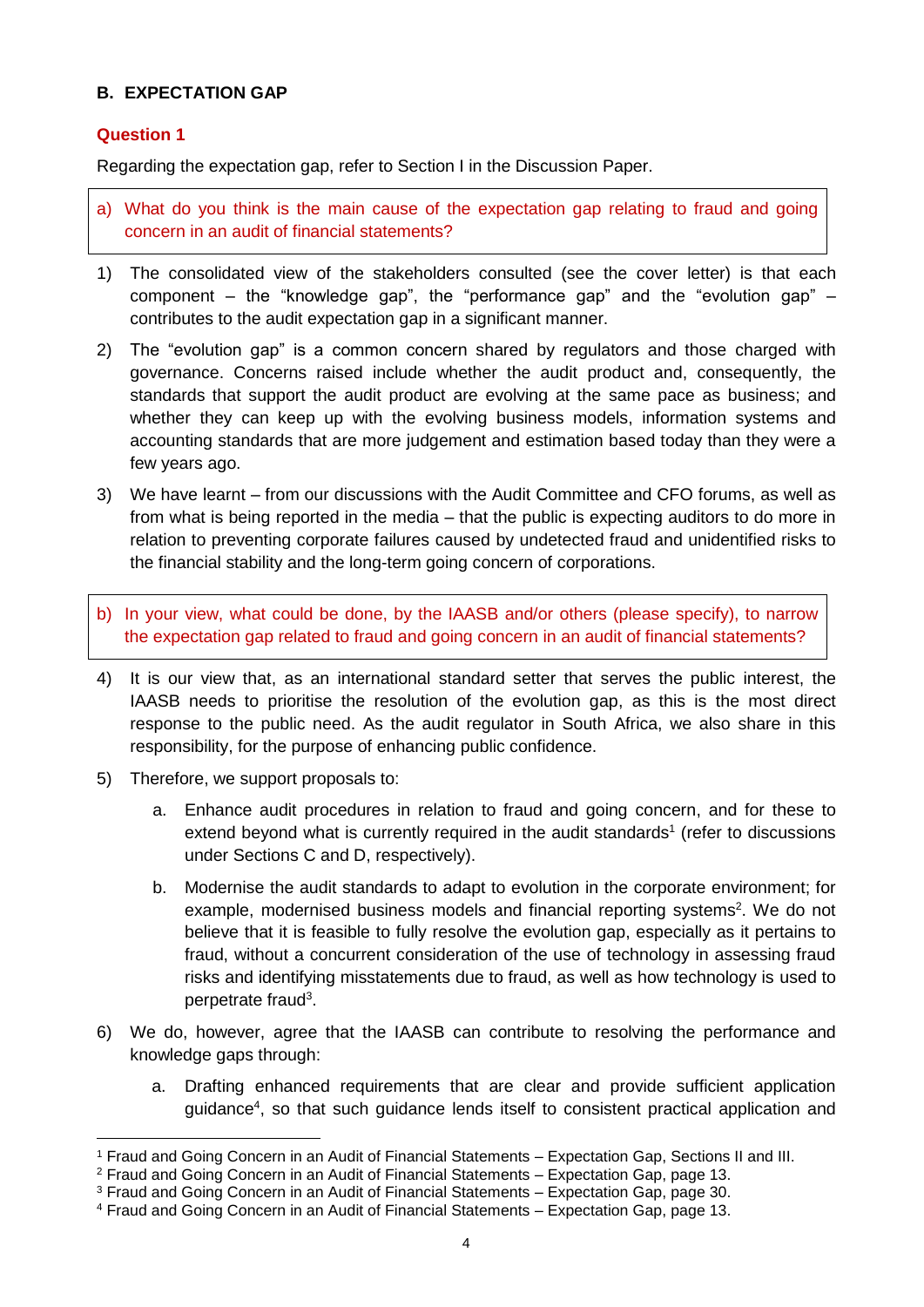## B. EXPECTATION GAP

### Question 1

Regarding the expectation gap, refer to Section I in the Discussion Paper.

> a) What do you think is the main cause of the expectation gap relating to fraud and going concern in an audit of financial statements?

1) The consolidated view of the stakeholders consulted (see the cover letter) is that each component – the "knowledge gap", the "performance gap" and the "evolution gap" – contributes to the audit expectation gap in a significant manner.

2) The "evolution gap" is a common concern shared by regulators and those charged with governance. Concerns raised include whether the audit product and, consequently, the standards that support the audit product are evolving at the same pace as business; and whether they can keep up with the evolving business models, information systems and accounting standards that are more judgement and estimation based today than they were a few years ago.

3) We have learnt – from our discussions with the Audit Committee and CFO forums, as well as from what is being reported in the media – that the public is expecting auditors to do more in relation to preventing corporate failures caused by undetected fraud and unidentified risks to the financial stability and the long-term going concern of corporations.

> b) In your view, what could be done, by the IAASB and/or others (please specify), to narrow the expectation gap related to fraud and going concern in an audit of financial statements?

4) It is our view that, as an international standard setter that serves the public interest, the IAASB needs to prioritise the resolution of the evolution gap, as this is the most direct response to the public need. As the audit regulator in South Africa, we also share in this responsibility, for the purpose of enhancing public confidence.

5) Therefore, we support proposals to:

   a. Enhance audit procedures in relation to fraud and going concern, and for these to extend beyond what is currently required in the audit standards[1] (refer to discussions under Sections C and D, respectively).

   b. Modernise the audit standards to adapt to evolution in the corporate environment; for example, modernised business models and financial reporting systems[2]. We do not believe that it is feasible to fully resolve the evolution gap, especially as it pertains to fraud, without a concurrent consideration of the use of technology in assessing fraud risks and identifying misstatements due to fraud, as well as how technology is used to perpetrate fraud[3].

6) We do, however, agree that the IAASB can contribute to resolving the performance and knowledge gaps through:

   a. Drafting enhanced requirements that are clear and provide sufficient application guidance[4], so that such guidance lends itself to consistent practical application and

---

[1] Fraud and Going Concern in an Audit of Financial Statements – Expectation Gap, Sections II and III.
[2] Fraud and Going Concern in an Audit of Financial Statements – Expectation Gap, page 13.
[3] Fraud and Going Concern in an Audit of Financial Statements – Expectation Gap, page 30.
[4] Fraud and Going Concern in an Audit of Financial Statements – Expectation Gap, page 13.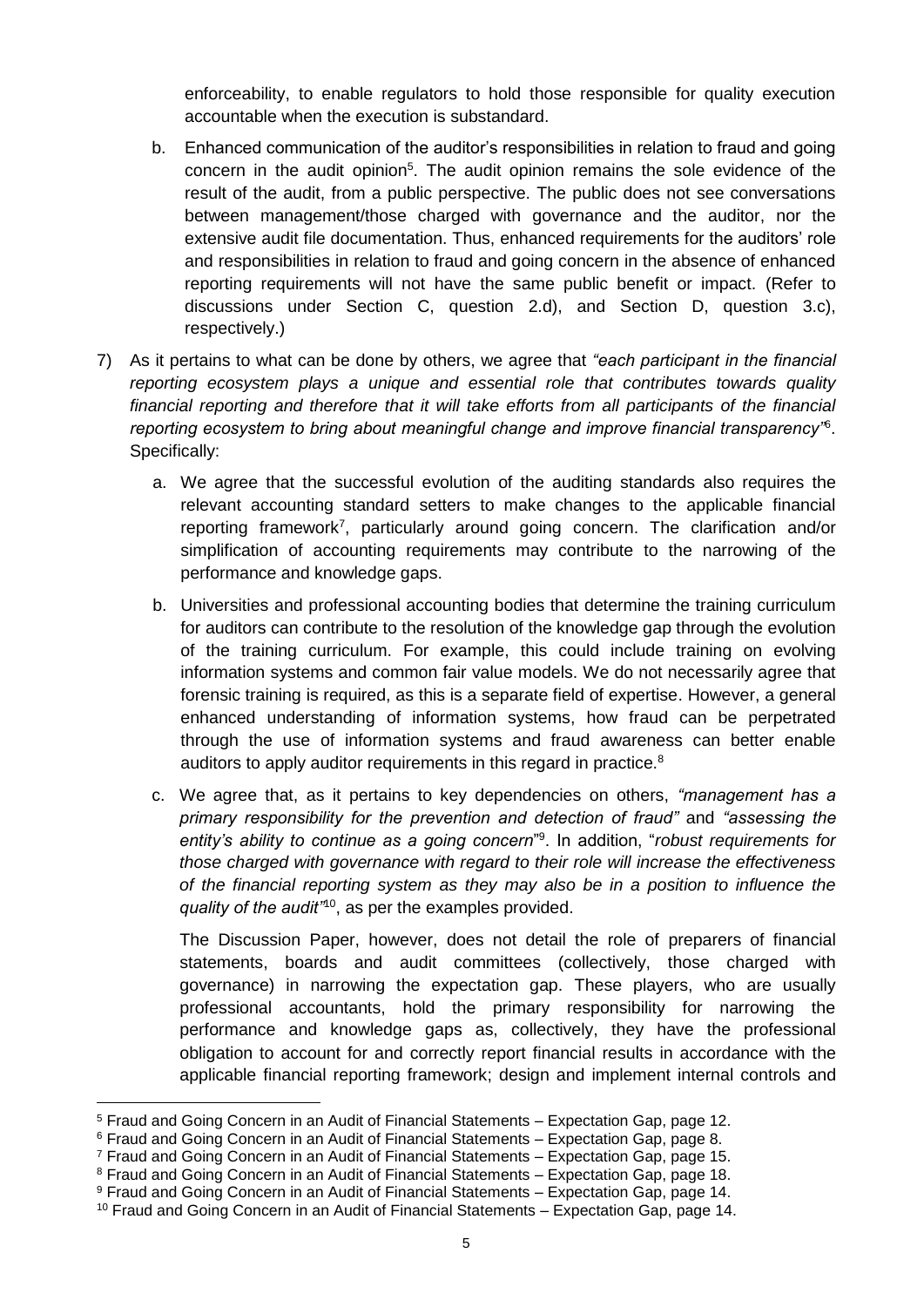enforceability, to enable regulators to hold those responsible for quality execution accountable when the execution is substandard.

   b. Enhanced communication of the auditor's responsibilities in relation to fraud and going concern in the audit opinion[5]. The audit opinion remains the sole evidence of the result of the audit, from a public perspective. The public does not see conversations between management/those charged with governance and the auditor, nor the extensive audit file documentation. Thus, enhanced requirements for the auditors' role and responsibilities in relation to fraud and going concern in the absence of enhanced reporting requirements will not have the same public benefit or impact. (Refer to discussions under Section C, question 2.d), and Section D, question 3.c), respectively.)

7) As it pertains to what can be done by others, we agree that *"each participant in the financial reporting ecosystem plays a unique and essential role that contributes towards quality financial reporting and therefore that it will take efforts from all participants of the financial reporting ecosystem to bring about meaningful change and improve financial transparency"*[6]. Specifically:

   a. We agree that the successful evolution of the auditing standards also requires the relevant accounting standard setters to make changes to the applicable financial reporting framework[7], particularly around going concern. The clarification and/or simplification of accounting requirements may contribute to the narrowing of the performance and knowledge gaps.

   b. Universities and professional accounting bodies that determine the training curriculum for auditors can contribute to the resolution of the knowledge gap through the evolution of the training curriculum. For example, this could include training on evolving information systems and common fair value models. We do not necessarily agree that forensic training is required, as this is a separate field of expertise. However, a general enhanced understanding of information systems, how fraud can be perpetrated through the use of information systems and fraud awareness can better enable auditors to apply auditor requirements in this regard in practice.[8]

   c. We agree that, as it pertains to key dependencies on others, *"management has a primary responsibility for the prevention and detection of fraud"* and *"assessing the entity's ability to continue as a going concern"*[9]. In addition, "*robust requirements for those charged with governance with regard to their role will increase the effectiveness of the financial reporting system as they may also be in a position to influence the quality of the audit"*[10], as per the examples provided.

   The Discussion Paper, however, does not detail the role of preparers of financial statements, boards and audit committees (collectively, those charged with governance) in narrowing the expectation gap. These players, who are usually professional accountants, hold the primary responsibility for narrowing the performance and knowledge gaps as, collectively, they have the professional obligation to account for and correctly report financial results in accordance with the applicable financial reporting framework; design and implement internal controls and

---

[5] Fraud and Going Concern in an Audit of Financial Statements – Expectation Gap, page 12.
[6] Fraud and Going Concern in an Audit of Financial Statements – Expectation Gap, page 8.
[7] Fraud and Going Concern in an Audit of Financial Statements – Expectation Gap, page 15.
[8] Fraud and Going Concern in an Audit of Financial Statements – Expectation Gap, page 18.
[9] Fraud and Going Concern in an Audit of Financial Statements – Expectation Gap, page 14.
[10] Fraud and Going Concern in an Audit of Financial Statements – Expectation Gap, page 14.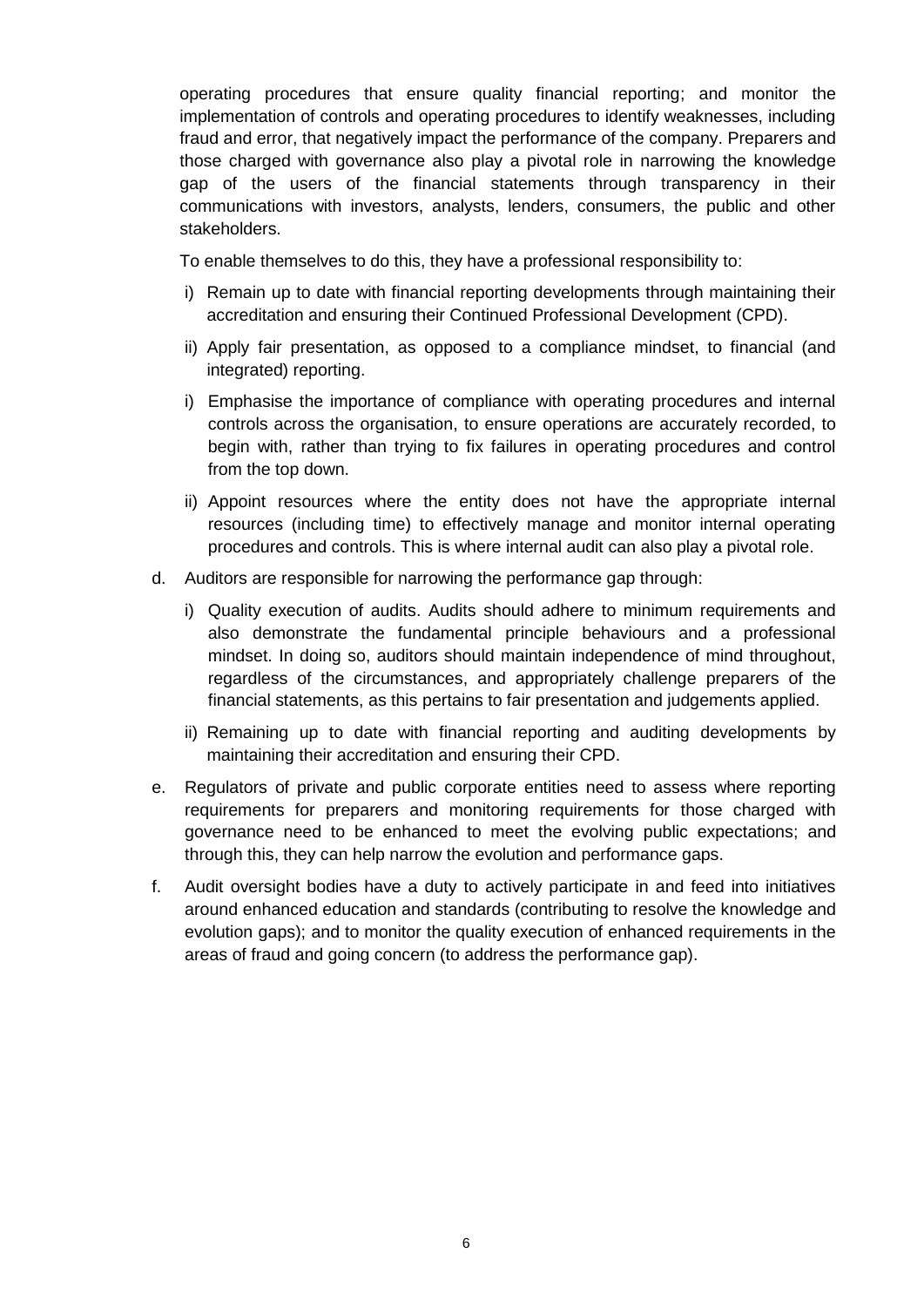operating procedures that ensure quality financial reporting; and monitor the implementation of controls and operating procedures to identify weaknesses, including fraud and error, that negatively impact the performance of the company. Preparers and those charged with governance also play a pivotal role in narrowing the knowledge gap of the users of the financial statements through transparency in their communications with investors, analysts, lenders, consumers, the public and other stakeholders.

To enable themselves to do this, they have a professional responsibility to:

i) Remain up to date with financial reporting developments through maintaining their accreditation and ensuring their Continued Professional Development (CPD).

ii) Apply fair presentation, as opposed to a compliance mindset, to financial (and integrated) reporting.

i) Emphasise the importance of compliance with operating procedures and internal controls across the organisation, to ensure operations are accurately recorded, to begin with, rather than trying to fix failures in operating procedures and control from the top down.

ii) Appoint resources where the entity does not have the appropriate internal resources (including time) to effectively manage and monitor internal operating procedures and controls. This is where internal audit can also play a pivotal role.

d. Auditors are responsible for narrowing the performance gap through:

   i) Quality execution of audits. Audits should adhere to minimum requirements and also demonstrate the fundamental principle behaviours and a professional mindset. In doing so, auditors should maintain independence of mind throughout, regardless of the circumstances, and appropriately challenge preparers of the financial statements, as this pertains to fair presentation and judgements applied.

   ii) Remaining up to date with financial reporting and auditing developments by maintaining their accreditation and ensuring their CPD.

e. Regulators of private and public corporate entities need to assess where reporting requirements for preparers and monitoring requirements for those charged with governance need to be enhanced to meet the evolving public expectations; and through this, they can help narrow the evolution and performance gaps.

f. Audit oversight bodies have a duty to actively participate in and feed into initiatives around enhanced education and standards (contributing to resolve the knowledge and evolution gaps); and to monitor the quality execution of enhanced requirements in the areas of fraud and going concern (to address the performance gap).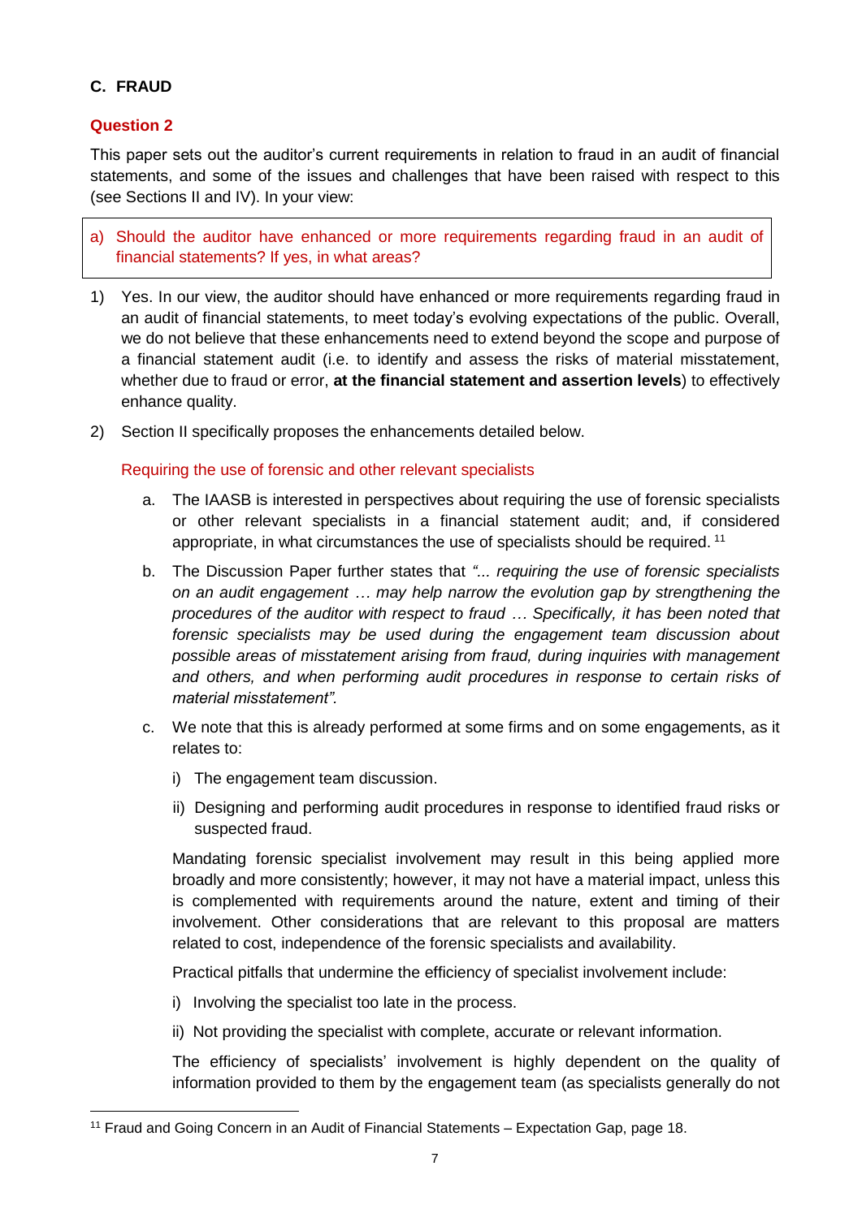## C. FRAUD

### Question 2

This paper sets out the auditor's current requirements in relation to fraud in an audit of financial statements, and some of the issues and challenges that have been raised with respect to this (see Sections II and IV). In your view:

> a) Should the auditor have enhanced or more requirements regarding fraud in an audit of financial statements? If yes, in what areas?

1) Yes. In our view, the auditor should have enhanced or more requirements regarding fraud in an audit of financial statements, to meet today's evolving expectations of the public. Overall, we do not believe that these enhancements need to extend beyond the scope and purpose of a financial statement audit (i.e. to identify and assess the risks of material misstatement, whether due to fraud or error, **at the financial statement and assertion levels**) to effectively enhance quality.

2) Section II specifically proposes the enhancements detailed below.

   Requiring the use of forensic and other relevant specialists

   a. The IAASB is interested in perspectives about requiring the use of forensic specialists or other relevant specialists in a financial statement audit; and, if considered appropriate, in what circumstances the use of specialists should be required. [11]

   b. The Discussion Paper further states that *"... requiring the use of forensic specialists on an audit engagement … may help narrow the evolution gap by strengthening the procedures of the auditor with respect to fraud … Specifically, it has been noted that forensic specialists may be used during the engagement team discussion about possible areas of misstatement arising from fraud, during inquiries with management and others, and when performing audit procedures in response to certain risks of material misstatement".*

   c. We note that this is already performed at some firms and on some engagements, as it relates to:

      i) The engagement team discussion.

      ii) Designing and performing audit procedures in response to identified fraud risks or suspected fraud.

      Mandating forensic specialist involvement may result in this being applied more broadly and more consistently; however, it may not have a material impact, unless this is complemented with requirements around the nature, extent and timing of their involvement. Other considerations that are relevant to this proposal are matters related to cost, independence of the forensic specialists and availability.

      Practical pitfalls that undermine the efficiency of specialist involvement include:

      i) Involving the specialist too late in the process.

      ii) Not providing the specialist with complete, accurate or relevant information.

      The efficiency of specialists' involvement is highly dependent on the quality of information provided to them by the engagement team (as specialists generally do not

---

[11] Fraud and Going Concern in an Audit of Financial Statements – Expectation Gap, page 18.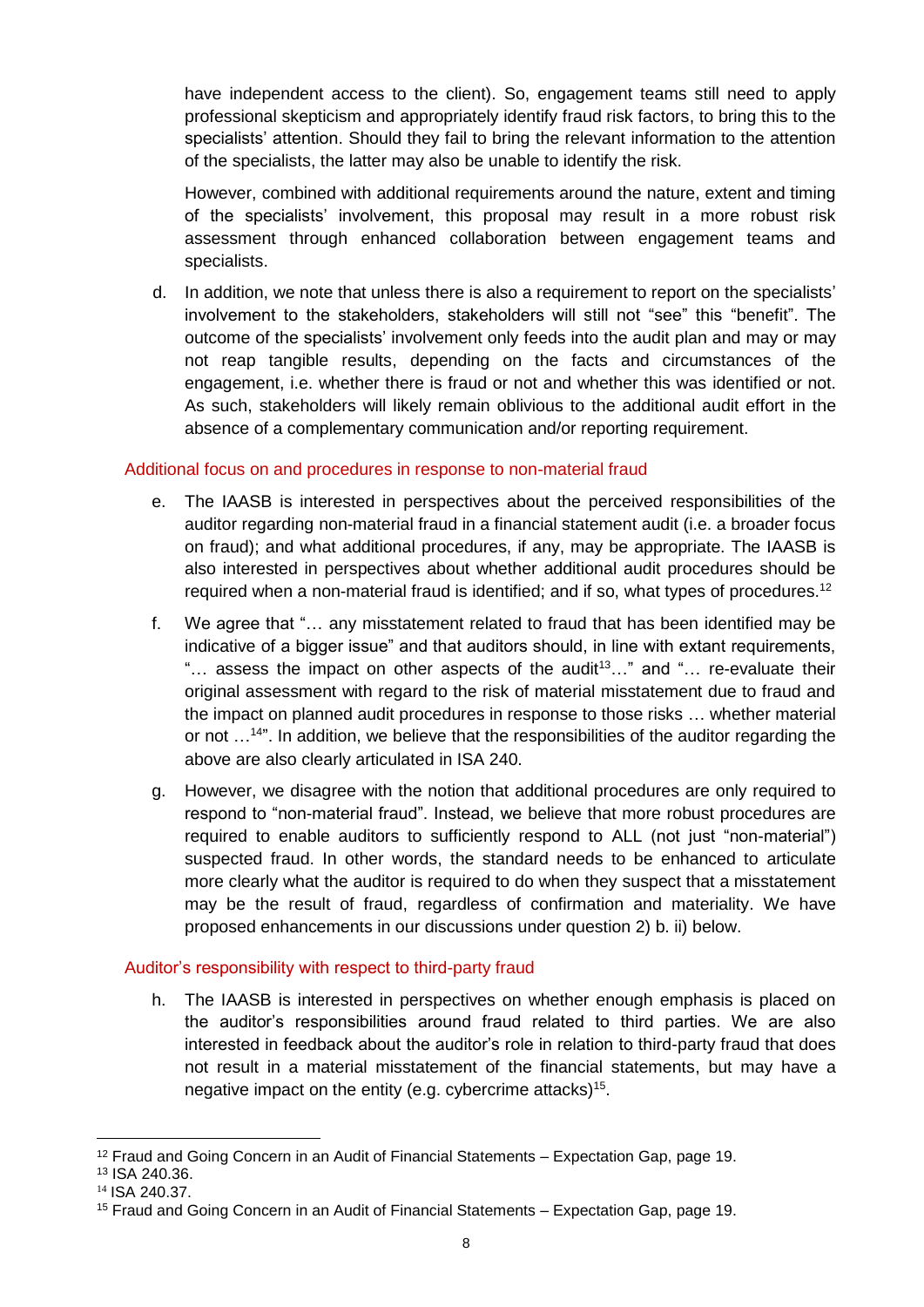have independent access to the client). So, engagement teams still need to apply professional skepticism and appropriately identify fraud risk factors, to bring this to the specialists' attention. Should they fail to bring the relevant information to the attention of the specialists, the latter may also be unable to identify the risk.

However, combined with additional requirements around the nature, extent and timing of the specialists' involvement, this proposal may result in a more robust risk assessment through enhanced collaboration between engagement teams and specialists.

d. In addition, we note that unless there is also a requirement to report on the specialists' involvement to the stakeholders, stakeholders will still not "see" this "benefit". The outcome of the specialists' involvement only feeds into the audit plan and may or may not reap tangible results, depending on the facts and circumstances of the engagement, i.e. whether there is fraud or not and whether this was identified or not. As such, stakeholders will likely remain oblivious to the additional audit effort in the absence of a complementary communication and/or reporting requirement.

### Additional focus on and procedures in response to non-material fraud

e. The IAASB is interested in perspectives about the perceived responsibilities of the auditor regarding non-material fraud in a financial statement audit (i.e. a broader focus on fraud); and what additional procedures, if any, may be appropriate. The IAASB is also interested in perspectives about whether additional audit procedures should be required when a non-material fraud is identified; and if so, what types of procedures.[12]

f. We agree that "… any misstatement related to fraud that has been identified may be indicative of a bigger issue" and that auditors should, in line with extant requirements, "… assess the impact on other aspects of the audit[13]…" and "… re-evaluate their original assessment with regard to the risk of material misstatement due to fraud and the impact on planned audit procedures in response to those risks … whether material or not …[14]". In addition, we believe that the responsibilities of the auditor regarding the above are also clearly articulated in ISA 240.

g. However, we disagree with the notion that additional procedures are only required to respond to "non-material fraud". Instead, we believe that more robust procedures are required to enable auditors to sufficiently respond to ALL (not just "non-material") suspected fraud. In other words, the standard needs to be enhanced to articulate more clearly what the auditor is required to do when they suspect that a misstatement may be the result of fraud, regardless of confirmation and materiality. We have proposed enhancements in our discussions under question 2) b. ii) below.

### Auditor's responsibility with respect to third-party fraud

h. The IAASB is interested in perspectives on whether enough emphasis is placed on the auditor's responsibilities around fraud related to third parties. We are also interested in feedback about the auditor's role in relation to third-party fraud that does not result in a material misstatement of the financial statements, but may have a negative impact on the entity (e.g. cybercrime attacks)[15].

---

[12] Fraud and Going Concern in an Audit of Financial Statements – Expectation Gap, page 19.

[13] ISA 240.36.

[14] ISA 240.37.

[15] Fraud and Going Concern in an Audit of Financial Statements – Expectation Gap, page 19.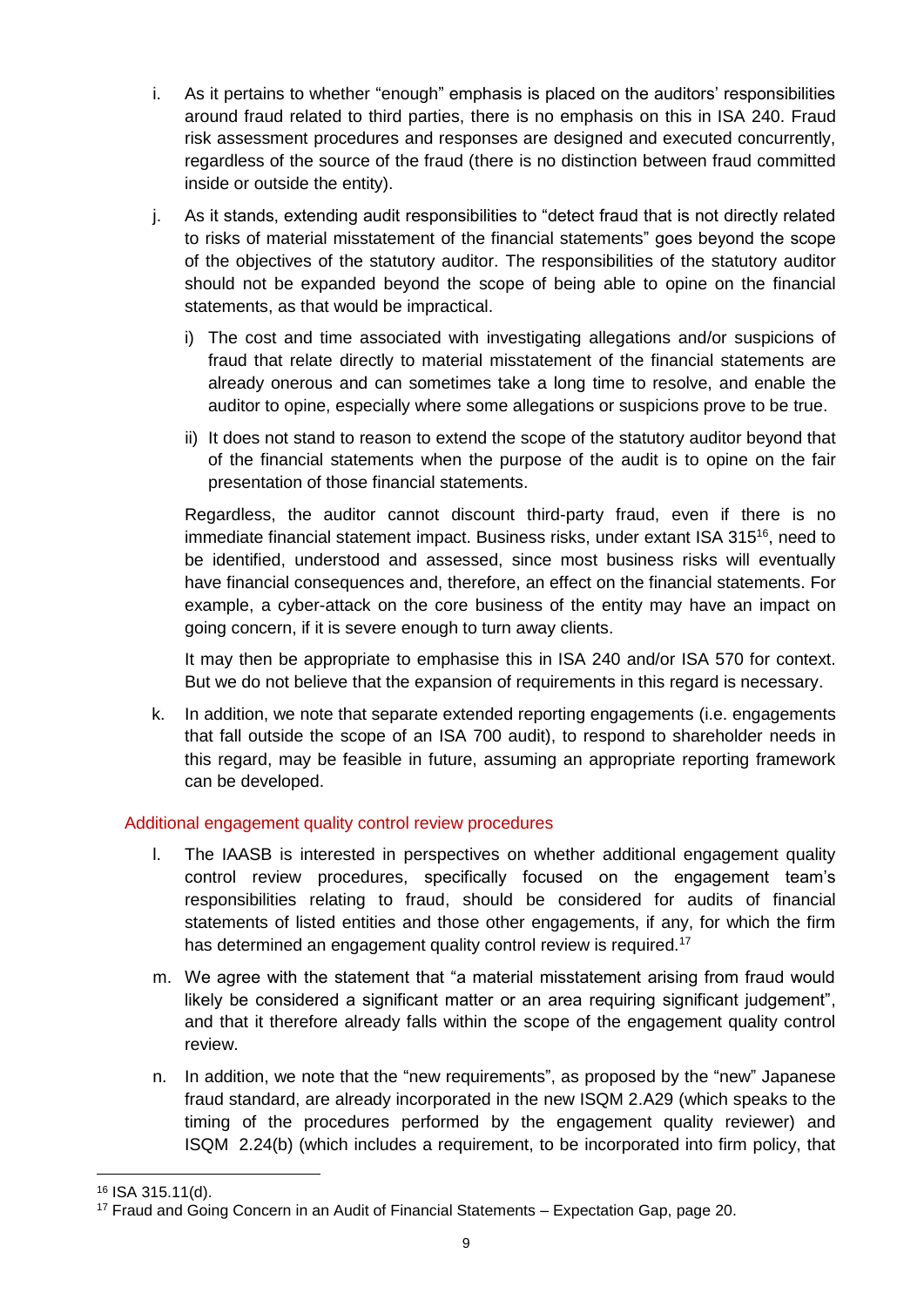i. As it pertains to whether "enough" emphasis is placed on the auditors' responsibilities around fraud related to third parties, there is no emphasis on this in ISA 240. Fraud risk assessment procedures and responses are designed and executed concurrently, regardless of the source of the fraud (there is no distinction between fraud committed inside or outside the entity).

j. As it stands, extending audit responsibilities to "detect fraud that is not directly related to risks of material misstatement of the financial statements" goes beyond the scope of the objectives of the statutory auditor. The responsibilities of the statutory auditor should not be expanded beyond the scope of being able to opine on the financial statements, as that would be impractical.

   i) The cost and time associated with investigating allegations and/or suspicions of fraud that relate directly to material misstatement of the financial statements are already onerous and can sometimes take a long time to resolve, and enable the auditor to opine, especially where some allegations or suspicions prove to be true.

   ii) It does not stand to reason to extend the scope of the statutory auditor beyond that of the financial statements when the purpose of the audit is to opine on the fair presentation of those financial statements.

   Regardless, the auditor cannot discount third-party fraud, even if there is no immediate financial statement impact. Business risks, under extant ISA 315[16], need to be identified, understood and assessed, since most business risks will eventually have financial consequences and, therefore, an effect on the financial statements. For example, a cyber-attack on the core business of the entity may have an impact on going concern, if it is severe enough to turn away clients.

   It may then be appropriate to emphasise this in ISA 240 and/or ISA 570 for context. But we do not believe that the expansion of requirements in this regard is necessary.

k. In addition, we note that separate extended reporting engagements (i.e. engagements that fall outside the scope of an ISA 700 audit), to respond to shareholder needs in this regard, may be feasible in future, assuming an appropriate reporting framework can be developed.

### Additional engagement quality control review procedures

l. The IAASB is interested in perspectives on whether additional engagement quality control review procedures, specifically focused on the engagement team's responsibilities relating to fraud, should be considered for audits of financial statements of listed entities and those other engagements, if any, for which the firm has determined an engagement quality control review is required.[17]

m. We agree with the statement that "a material misstatement arising from fraud would likely be considered a significant matter or an area requiring significant judgement", and that it therefore already falls within the scope of the engagement quality control review.

n. In addition, we note that the "new requirements", as proposed by the "new" Japanese fraud standard, are already incorporated in the new ISQM 2.A29 (which speaks to the timing of the procedures performed by the engagement quality reviewer) and ISQM 2.24(b) (which includes a requirement, to be incorporated into firm policy, that

---

[16] ISA 315.11(d).

[17] Fraud and Going Concern in an Audit of Financial Statements – Expectation Gap, page 20.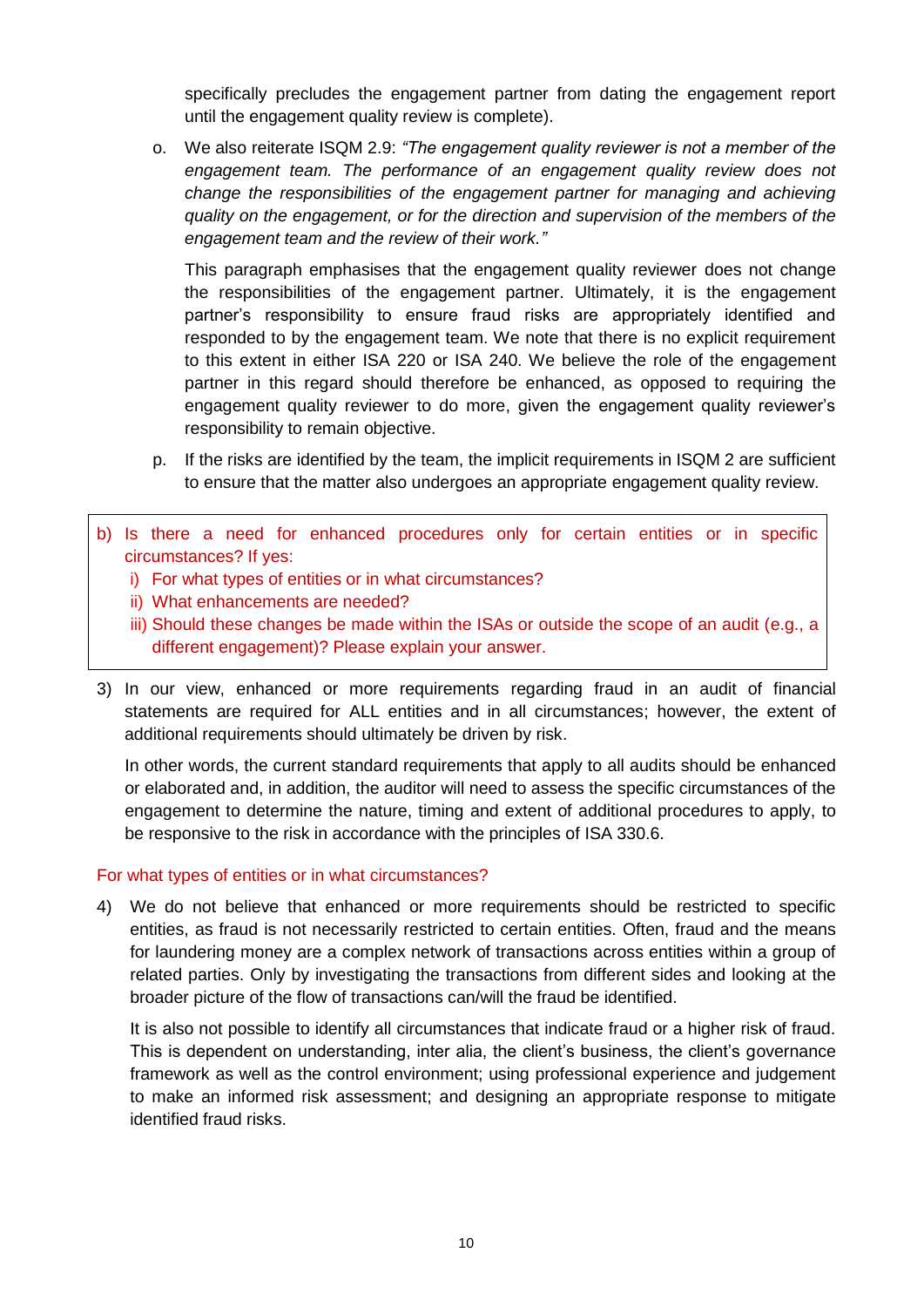specifically precludes the engagement partner from dating the engagement report until the engagement quality review is complete).

o. We also reiterate ISQM 2.9: *"The engagement quality reviewer is not a member of the engagement team. The performance of an engagement quality review does not change the responsibilities of the engagement partner for managing and achieving quality on the engagement, or for the direction and supervision of the members of the engagement team and the review of their work."*

   This paragraph emphasises that the engagement quality reviewer does not change the responsibilities of the engagement partner. Ultimately, it is the engagement partner's responsibility to ensure fraud risks are appropriately identified and responded to by the engagement team. We note that there is no explicit requirement to this extent in either ISA 220 or ISA 240. We believe the role of the engagement partner in this regard should therefore be enhanced, as opposed to requiring the engagement quality reviewer to do more, given the engagement quality reviewer's responsibility to remain objective.

p. If the risks are identified by the team, the implicit requirements in ISQM 2 are sufficient to ensure that the matter also undergoes an appropriate engagement quality review.

> b) Is there a need for enhanced procedures only for certain entities or in specific circumstances? If yes:
>    i) For what types of entities or in what circumstances?
>    ii) What enhancements are needed?
>    iii) Should these changes be made within the ISAs or outside the scope of an audit (e.g., a different engagement)? Please explain your answer.

3) In our view, enhanced or more requirements regarding fraud in an audit of financial statements are required for ALL entities and in all circumstances; however, the extent of additional requirements should ultimately be driven by risk.

   In other words, the current standard requirements that apply to all audits should be enhanced or elaborated and, in addition, the auditor will need to assess the specific circumstances of the engagement to determine the nature, timing and extent of additional procedures to apply, to be responsive to the risk in accordance with the principles of ISA 330.6.

For what types of entities or in what circumstances?

4) We do not believe that enhanced or more requirements should be restricted to specific entities, as fraud is not necessarily restricted to certain entities. Often, fraud and the means for laundering money are a complex network of transactions across entities within a group of related parties. Only by investigating the transactions from different sides and looking at the broader picture of the flow of transactions can/will the fraud be identified.

   It is also not possible to identify all circumstances that indicate fraud or a higher risk of fraud. This is dependent on understanding, inter alia, the client's business, the client's governance framework as well as the control environment; using professional experience and judgement to make an informed risk assessment; and designing an appropriate response to mitigate identified fraud risks.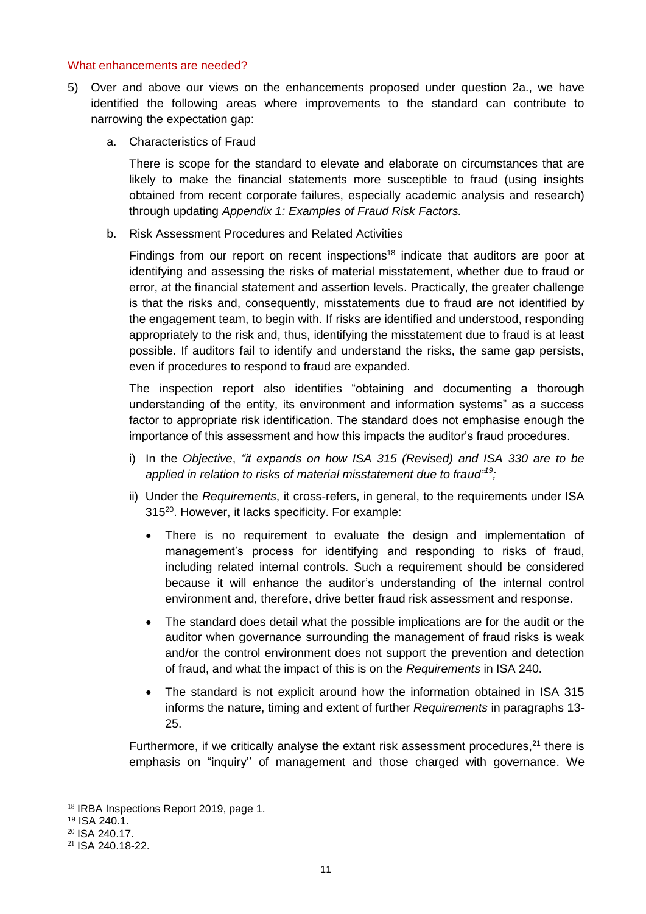### What enhancements are needed?

5) Over and above our views on the enhancements proposed under question 2a., we have identified the following areas where improvements to the standard can contribute to narrowing the expectation gap:

   a. Characteristics of Fraud

      There is scope for the standard to elevate and elaborate on circumstances that are likely to make the financial statements more susceptible to fraud (using insights obtained from recent corporate failures, especially academic analysis and research) through updating *Appendix 1: Examples of Fraud Risk Factors.*

   b. Risk Assessment Procedures and Related Activities

      Findings from our report on recent inspections[18] indicate that auditors are poor at identifying and assessing the risks of material misstatement, whether due to fraud or error, at the financial statement and assertion levels. Practically, the greater challenge is that the risks and, consequently, misstatements due to fraud are not identified by the engagement team, to begin with. If risks are identified and understood, responding appropriately to the risk and, thus, identifying the misstatement due to fraud is at least possible. If auditors fail to identify and understand the risks, the same gap persists, even if procedures to respond to fraud are expanded.

      The inspection report also identifies "obtaining and documenting a thorough understanding of the entity, its environment and information systems" as a success factor to appropriate risk identification. The standard does not emphasise enough the importance of this assessment and how this impacts the auditor's fraud procedures.

      i) In the *Objective*, *"it expands on how ISA 315 (Revised) and ISA 330 are to be applied in relation to risks of material misstatement due to fraud"*[19];

      ii) Under the *Requirements*, it cross-refers, in general, to the requirements under ISA 315[20]. However, it lacks specificity. For example:

         - There is no requirement to evaluate the design and implementation of management's process for identifying and responding to risks of fraud, including related internal controls. Such a requirement should be considered because it will enhance the auditor's understanding of the internal control environment and, therefore, drive better fraud risk assessment and response.
         - The standard does detail what the possible implications are for the audit or the auditor when governance surrounding the management of fraud risks is weak and/or the control environment does not support the prevention and detection of fraud, and what the impact of this is on the *Requirements* in ISA 240.
         - The standard is not explicit around how the information obtained in ISA 315 informs the nature, timing and extent of further *Requirements* in paragraphs 13-25.

      Furthermore, if we critically analyse the extant risk assessment procedures,[21] there is emphasis on "inquiry'' of management and those charged with governance. We

---

[18] IRBA Inspections Report 2019, page 1.

[19] ISA 240.1.

[20] ISA 240.17.

[21] ISA 240.18-22.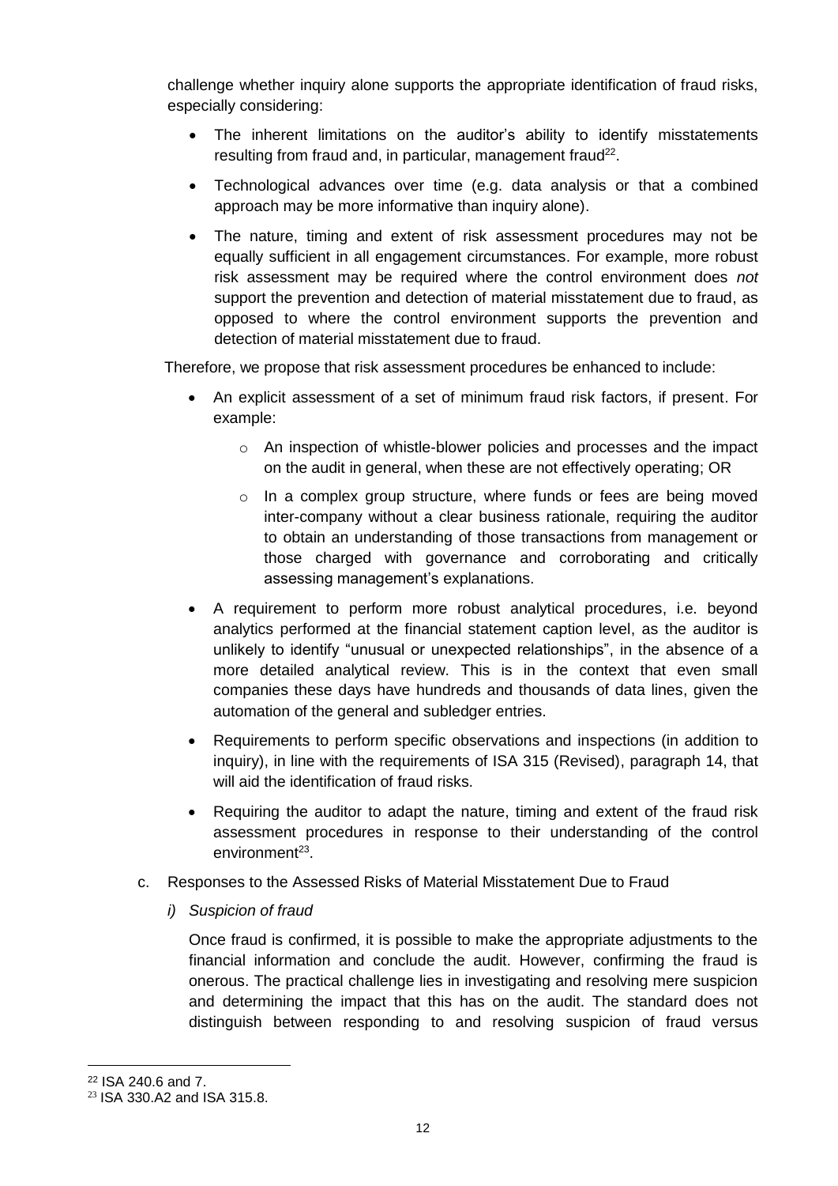challenge whether inquiry alone supports the appropriate identification of fraud risks, especially considering:

- The inherent limitations on the auditor's ability to identify misstatements resulting from fraud and, in particular, management fraud[22].
- Technological advances over time (e.g. data analysis or that a combined approach may be more informative than inquiry alone).
- The nature, timing and extent of risk assessment procedures may not be equally sufficient in all engagement circumstances. For example, more robust risk assessment may be required where the control environment does *not* support the prevention and detection of material misstatement due to fraud, as opposed to where the control environment supports the prevention and detection of material misstatement due to fraud.

Therefore, we propose that risk assessment procedures be enhanced to include:

- An explicit assessment of a set of minimum fraud risk factors, if present. For example:
  - An inspection of whistle-blower policies and processes and the impact on the audit in general, when these are not effectively operating; OR
  - In a complex group structure, where funds or fees are being moved inter-company without a clear business rationale, requiring the auditor to obtain an understanding of those transactions from management or those charged with governance and corroborating and critically assessing management's explanations.
- A requirement to perform more robust analytical procedures, i.e. beyond analytics performed at the financial statement caption level, as the auditor is unlikely to identify "unusual or unexpected relationships", in the absence of a more detailed analytical review. This is in the context that even small companies these days have hundreds and thousands of data lines, given the automation of the general and subledger entries.
- Requirements to perform specific observations and inspections (in addition to inquiry), in line with the requirements of ISA 315 (Revised), paragraph 14, that will aid the identification of fraud risks.
- Requiring the auditor to adapt the nature, timing and extent of the fraud risk assessment procedures in response to their understanding of the control environment[23].

c. Responses to the Assessed Risks of Material Misstatement Due to Fraud

*i) Suspicion of fraud*

Once fraud is confirmed, it is possible to make the appropriate adjustments to the financial information and conclude the audit. However, confirming the fraud is onerous. The practical challenge lies in investigating and resolving mere suspicion and determining the impact that this has on the audit. The standard does not distinguish between responding to and resolving suspicion of fraud versus

---

[22] ISA 240.6 and 7.

[23] ISA 330.A2 and ISA 315.8.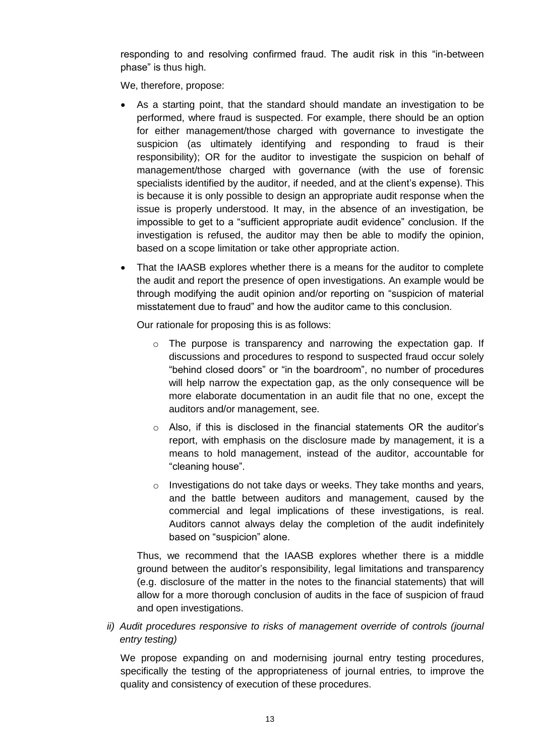responding to and resolving confirmed fraud. The audit risk in this "in-between phase" is thus high.

We, therefore, propose:

- As a starting point, that the standard should mandate an investigation to be performed, where fraud is suspected. For example, there should be an option for either management/those charged with governance to investigate the suspicion (as ultimately identifying and responding to fraud is their responsibility); OR for the auditor to investigate the suspicion on behalf of management/those charged with governance (with the use of forensic specialists identified by the auditor, if needed, and at the client's expense). This is because it is only possible to design an appropriate audit response when the issue is properly understood. It may, in the absence of an investigation, be impossible to get to a "sufficient appropriate audit evidence" conclusion. If the investigation is refused, the auditor may then be able to modify the opinion, based on a scope limitation or take other appropriate action.
- That the IAASB explores whether there is a means for the auditor to complete the audit and report the presence of open investigations. An example would be through modifying the audit opinion and/or reporting on "suspicion of material misstatement due to fraud" and how the auditor came to this conclusion.

  Our rationale for proposing this is as follows:

  - The purpose is transparency and narrowing the expectation gap. If discussions and procedures to respond to suspected fraud occur solely "behind closed doors" or "in the boardroom", no number of procedures will help narrow the expectation gap, as the only consequence will be more elaborate documentation in an audit file that no one, except the auditors and/or management, see.
  - Also, if this is disclosed in the financial statements OR the auditor's report, with emphasis on the disclosure made by management, it is a means to hold management, instead of the auditor, accountable for "cleaning house".
  - Investigations do not take days or weeks. They take months and years, and the battle between auditors and management, caused by the commercial and legal implications of these investigations, is real. Auditors cannot always delay the completion of the audit indefinitely based on "suspicion" alone.

  Thus, we recommend that the IAASB explores whether there is a middle ground between the auditor's responsibility, legal limitations and transparency (e.g. disclosure of the matter in the notes to the financial statements) that will allow for a more thorough conclusion of audits in the face of suspicion of fraud and open investigations.

*ii) Audit procedures responsive to risks of management override of controls (journal entry testing)*

We propose expanding on and modernising journal entry testing procedures, specifically the testing of the appropriateness of journal entries*,* to improve the quality and consistency of execution of these procedures.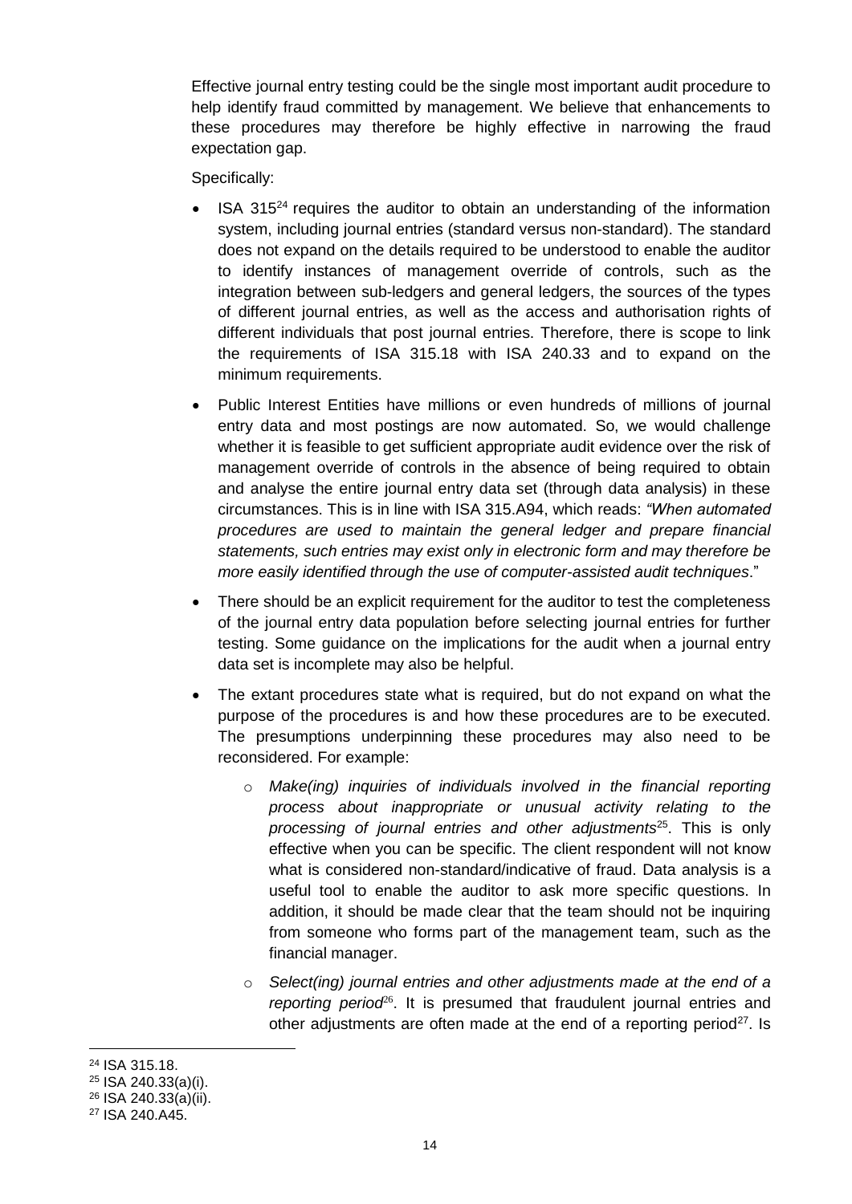Effective journal entry testing could be the single most important audit procedure to help identify fraud committed by management. We believe that enhancements to these procedures may therefore be highly effective in narrowing the fraud expectation gap.

Specifically:

- ISA 315[24] requires the auditor to obtain an understanding of the information system, including journal entries (standard versus non-standard). The standard does not expand on the details required to be understood to enable the auditor to identify instances of management override of controls, such as the integration between sub-ledgers and general ledgers, the sources of the types of different journal entries, as well as the access and authorisation rights of different individuals that post journal entries. Therefore, there is scope to link the requirements of ISA 315.18 with ISA 240.33 and to expand on the minimum requirements.
- Public Interest Entities have millions or even hundreds of millions of journal entry data and most postings are now automated. So, we would challenge whether it is feasible to get sufficient appropriate audit evidence over the risk of management override of controls in the absence of being required to obtain and analyse the entire journal entry data set (through data analysis) in these circumstances. This is in line with ISA 315.A94, which reads: *"When automated procedures are used to maintain the general ledger and prepare financial statements, such entries may exist only in electronic form and may therefore be more easily identified through the use of computer-assisted audit techniques*."
- There should be an explicit requirement for the auditor to test the completeness of the journal entry data population before selecting journal entries for further testing. Some guidance on the implications for the audit when a journal entry data set is incomplete may also be helpful.
- The extant procedures state what is required, but do not expand on what the purpose of the procedures is and how these procedures are to be executed. The presumptions underpinning these procedures may also need to be reconsidered. For example:
  - *Make(ing) inquiries of individuals involved in the financial reporting process about inappropriate or unusual activity relating to the processing of journal entries and other adjustments*[25]. This is only effective when you can be specific. The client respondent will not know what is considered non-standard/indicative of fraud. Data analysis is a useful tool to enable the auditor to ask more specific questions. In addition, it should be made clear that the team should not be inquiring from someone who forms part of the management team, such as the financial manager.
  - *Select(ing) journal entries and other adjustments made at the end of a reporting period*[26]. It is presumed that fraudulent journal entries and other adjustments are often made at the end of a reporting period[27]. Is

---

[24] ISA 315.18.

[25] ISA 240.33(a)(i).

[26] ISA 240.33(a)(ii).

[27] ISA 240.A45.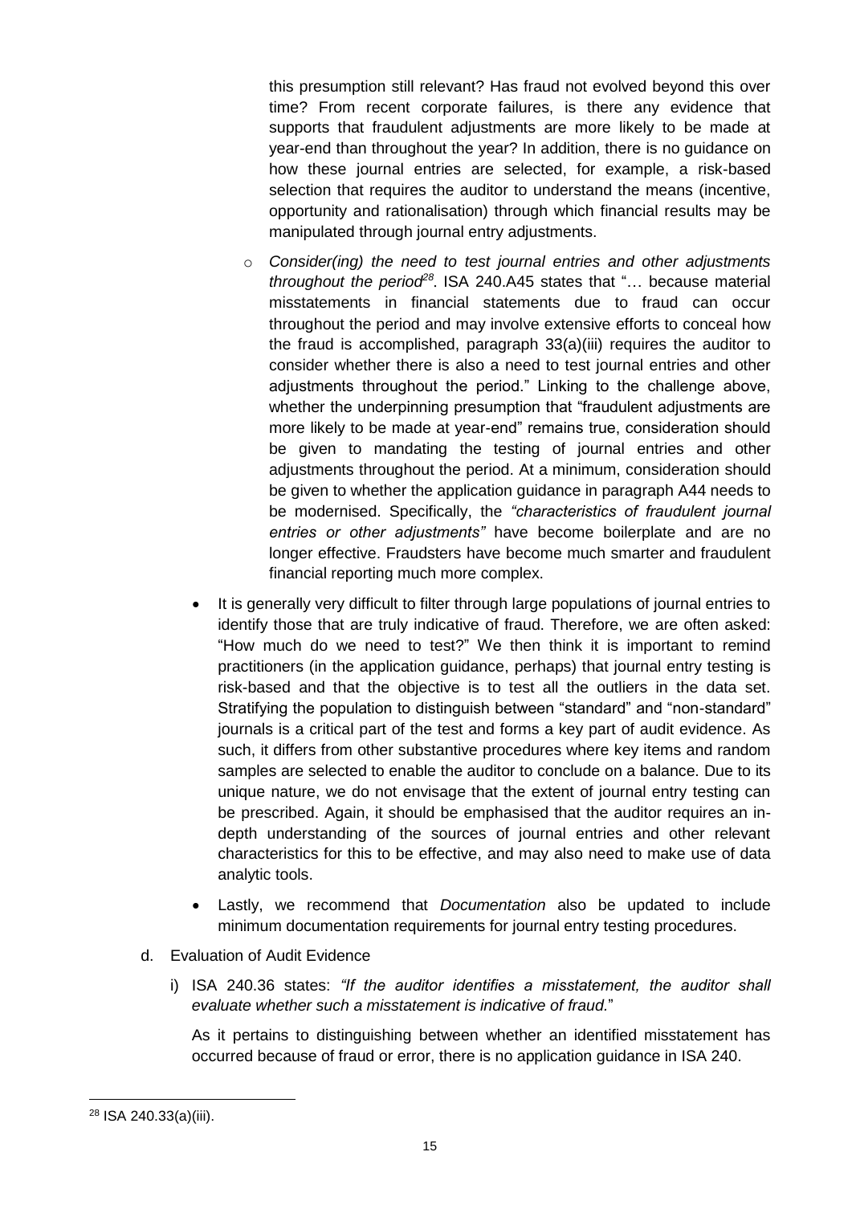this presumption still relevant? Has fraud not evolved beyond this over time? From recent corporate failures, is there any evidence that supports that fraudulent adjustments are more likely to be made at year-end than throughout the year? In addition, there is no guidance on how these journal entries are selected, for example, a risk-based selection that requires the auditor to understand the means (incentive, opportunity and rationalisation) through which financial results may be manipulated through journal entry adjustments.

  - *Consider(ing) the need to test journal entries and other adjustments throughout the period*[28]. ISA 240.A45 states that "… because material misstatements in financial statements due to fraud can occur throughout the period and may involve extensive efforts to conceal how the fraud is accomplished, paragraph 33(a)(iii) requires the auditor to consider whether there is also a need to test journal entries and other adjustments throughout the period." Linking to the challenge above, whether the underpinning presumption that "fraudulent adjustments are more likely to be made at year-end" remains true, consideration should be given to mandating the testing of journal entries and other adjustments throughout the period. At a minimum, consideration should be given to whether the application guidance in paragraph A44 needs to be modernised. Specifically, the *"characteristics of fraudulent journal entries or other adjustments"* have become boilerplate and are no longer effective. Fraudsters have become much smarter and fraudulent financial reporting much more complex.

- It is generally very difficult to filter through large populations of journal entries to identify those that are truly indicative of fraud. Therefore, we are often asked: "How much do we need to test?" We then think it is important to remind practitioners (in the application guidance, perhaps) that journal entry testing is risk-based and that the objective is to test all the outliers in the data set. Stratifying the population to distinguish between "standard" and "non-standard" journals is a critical part of the test and forms a key part of audit evidence. As such, it differs from other substantive procedures where key items and random samples are selected to enable the auditor to conclude on a balance. Due to its unique nature, we do not envisage that the extent of journal entry testing can be prescribed. Again, it should be emphasised that the auditor requires an in-depth understanding of the sources of journal entries and other relevant characteristics for this to be effective, and may also need to make use of data analytic tools.

- Lastly, we recommend that *Documentation* also be updated to include minimum documentation requirements for journal entry testing procedures.

d. Evaluation of Audit Evidence

   i) ISA 240.36 states: *"If the auditor identifies a misstatement, the auditor shall evaluate whether such a misstatement is indicative of fraud.*"

   As it pertains to distinguishing between whether an identified misstatement has occurred because of fraud or error, there is no application guidance in ISA 240.

---

[28] ISA 240.33(a)(iii).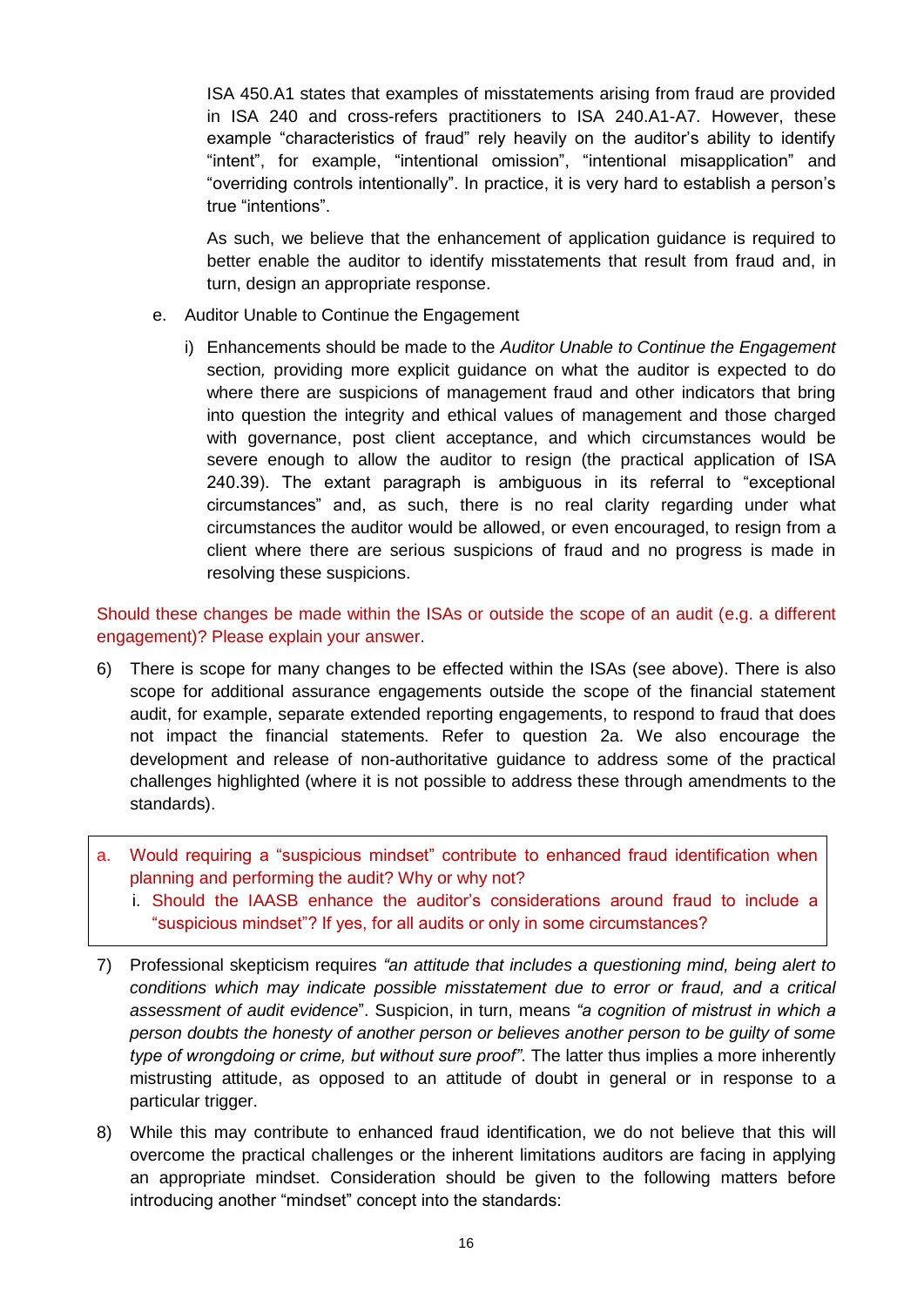ISA 450.A1 states that examples of misstatements arising from fraud are provided in ISA 240 and cross-refers practitioners to ISA 240.A1-A7. However, these example "characteristics of fraud" rely heavily on the auditor's ability to identify "intent", for example, "intentional omission", "intentional misapplication" and "overriding controls intentionally". In practice, it is very hard to establish a person's true "intentions".

As such, we believe that the enhancement of application guidance is required to better enable the auditor to identify misstatements that result from fraud and, in turn, design an appropriate response.

e. Auditor Unable to Continue the Engagement

   i) Enhancements should be made to the *Auditor Unable to Continue the Engagement* section, providing more explicit guidance on what the auditor is expected to do where there are suspicions of management fraud and other indicators that bring into question the integrity and ethical values of management and those charged with governance, post client acceptance, and which circumstances would be severe enough to allow the auditor to resign (the practical application of ISA 240.39). The extant paragraph is ambiguous in its referral to "exceptional circumstances" and, as such, there is no real clarity regarding under what circumstances the auditor would be allowed, or even encouraged, to resign from a client where there are serious suspicions of fraud and no progress is made in resolving these suspicions.

Should these changes be made within the ISAs or outside the scope of an audit (e.g. a different engagement)? Please explain your answer.

6) There is scope for many changes to be effected within the ISAs (see above). There is also scope for additional assurance engagements outside the scope of the financial statement audit, for example, separate extended reporting engagements, to respond to fraud that does not impact the financial statements. Refer to question 2a. We also encourage the development and release of non-authoritative guidance to address some of the practical challenges highlighted (where it is not possible to address these through amendments to the standards).

a. Would requiring a "suspicious mindset" contribute to enhanced fraud identification when planning and performing the audit? Why or why not?
   i. Should the IAASB enhance the auditor's considerations around fraud to include a "suspicious mindset"? If yes, for all audits or only in some circumstances?

7) Professional skepticism requires *"an attitude that includes a questioning mind, being alert to conditions which may indicate possible misstatement due to error or fraud, and a critical assessment of audit evidence*". Suspicion, in turn, means *"a cognition of mistrust in which a person doubts the honesty of another person or believes another person to be guilty of some type of wrongdoing or crime, but without sure proof"*. The latter thus implies a more inherently mistrusting attitude, as opposed to an attitude of doubt in general or in response to a particular trigger.

8) While this may contribute to enhanced fraud identification, we do not believe that this will overcome the practical challenges or the inherent limitations auditors are facing in applying an appropriate mindset. Consideration should be given to the following matters before introducing another "mindset" concept into the standards: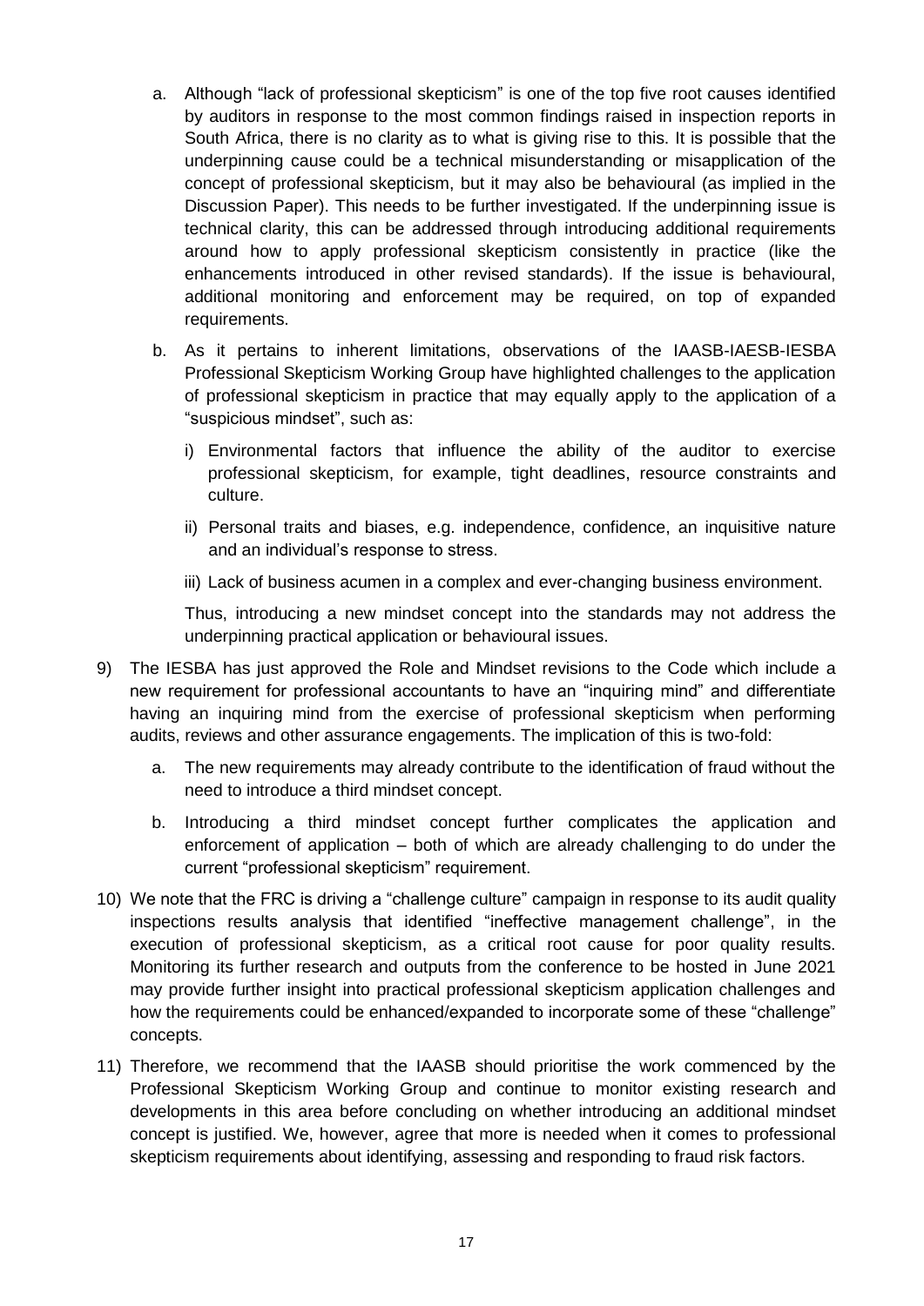a. Although "lack of professional skepticism" is one of the top five root causes identified by auditors in response to the most common findings raised in inspection reports in South Africa, there is no clarity as to what is giving rise to this. It is possible that the underpinning cause could be a technical misunderstanding or misapplication of the concept of professional skepticism, but it may also be behavioural (as implied in the Discussion Paper). This needs to be further investigated. If the underpinning issue is technical clarity, this can be addressed through introducing additional requirements around how to apply professional skepticism consistently in practice (like the enhancements introduced in other revised standards). If the issue is behavioural, additional monitoring and enforcement may be required, on top of expanded requirements.

b. As it pertains to inherent limitations, observations of the IAASB-IAESB-IESBA Professional Skepticism Working Group have highlighted challenges to the application of professional skepticism in practice that may equally apply to the application of a "suspicious mindset", such as:

   i) Environmental factors that influence the ability of the auditor to exercise professional skepticism, for example, tight deadlines, resource constraints and culture.

   ii) Personal traits and biases, e.g. independence, confidence, an inquisitive nature and an individual's response to stress.

   iii) Lack of business acumen in a complex and ever-changing business environment.

   Thus, introducing a new mindset concept into the standards may not address the underpinning practical application or behavioural issues.

9) The IESBA has just approved the Role and Mindset revisions to the Code which include a new requirement for professional accountants to have an "inquiring mind" and differentiate having an inquiring mind from the exercise of professional skepticism when performing audits, reviews and other assurance engagements. The implication of this is two-fold:

   a. The new requirements may already contribute to the identification of fraud without the need to introduce a third mindset concept.

   b. Introducing a third mindset concept further complicates the application and enforcement of application – both of which are already challenging to do under the current "professional skepticism" requirement.

10) We note that the FRC is driving a "challenge culture" campaign in response to its audit quality inspections results analysis that identified "ineffective management challenge", in the execution of professional skepticism, as a critical root cause for poor quality results. Monitoring its further research and outputs from the conference to be hosted in June 2021 may provide further insight into practical professional skepticism application challenges and how the requirements could be enhanced/expanded to incorporate some of these "challenge" concepts.

11) Therefore, we recommend that the IAASB should prioritise the work commenced by the Professional Skepticism Working Group and continue to monitor existing research and developments in this area before concluding on whether introducing an additional mindset concept is justified. We, however, agree that more is needed when it comes to professional skepticism requirements about identifying, assessing and responding to fraud risk factors.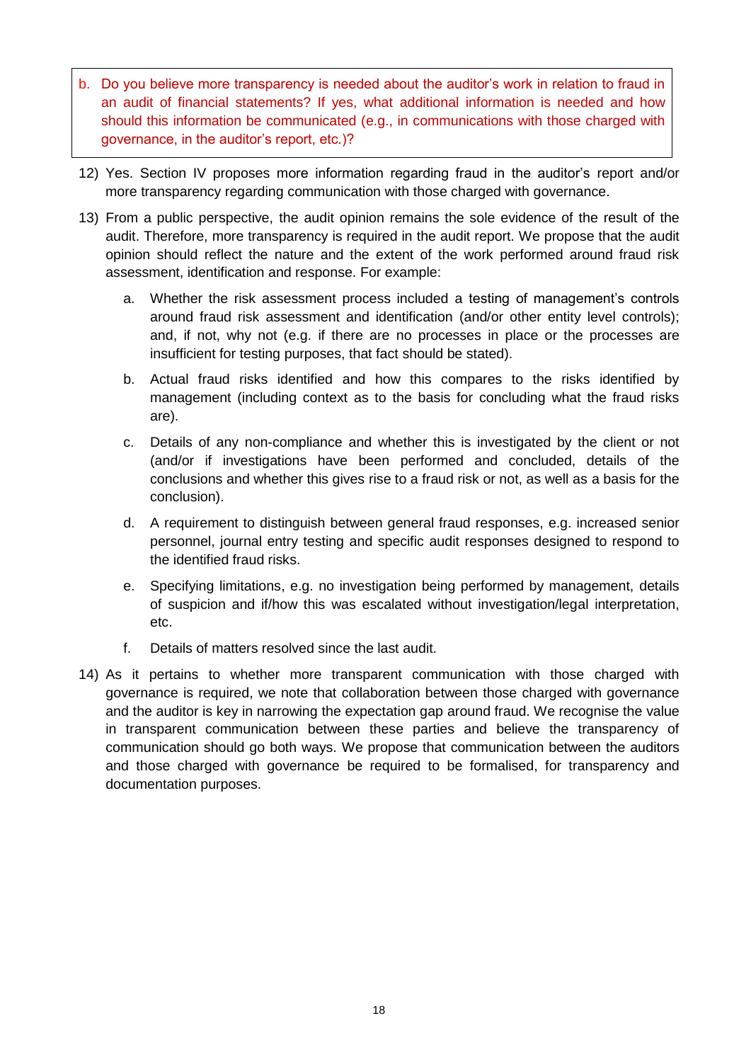b. Do you believe more transparency is needed about the auditor's work in relation to fraud in an audit of financial statements? If yes, what additional information is needed and how should this information be communicated (e.g., in communications with those charged with governance, in the auditor's report, etc.)?

12) Yes. Section IV proposes more information regarding fraud in the auditor's report and/or more transparency regarding communication with those charged with governance.

13) From a public perspective, the audit opinion remains the sole evidence of the result of the audit. Therefore, more transparency is required in the audit report. We propose that the audit opinion should reflect the nature and the extent of the work performed around fraud risk assessment, identification and response. For example:

    a. Whether the risk assessment process included a testing of management's controls around fraud risk assessment and identification (and/or other entity level controls); and, if not, why not (e.g. if there are no processes in place or the processes are insufficient for testing purposes, that fact should be stated).

    b. Actual fraud risks identified and how this compares to the risks identified by management (including context as to the basis for concluding what the fraud risks are).

    c. Details of any non-compliance and whether this is investigated by the client or not (and/or if investigations have been performed and concluded, details of the conclusions and whether this gives rise to a fraud risk or not, as well as a basis for the conclusion).

    d. A requirement to distinguish between general fraud responses, e.g. increased senior personnel, journal entry testing and specific audit responses designed to respond to the identified fraud risks.

    e. Specifying limitations, e.g. no investigation being performed by management, details of suspicion and if/how this was escalated without investigation/legal interpretation, etc.

    f. Details of matters resolved since the last audit.

14) As it pertains to whether more transparent communication with those charged with governance is required, we note that collaboration between those charged with governance and the auditor is key in narrowing the expectation gap around fraud. We recognise the value in transparent communication between these parties and believe the transparency of communication should go both ways. We propose that communication between the auditors and those charged with governance be required to be formalised, for transparency and documentation purposes.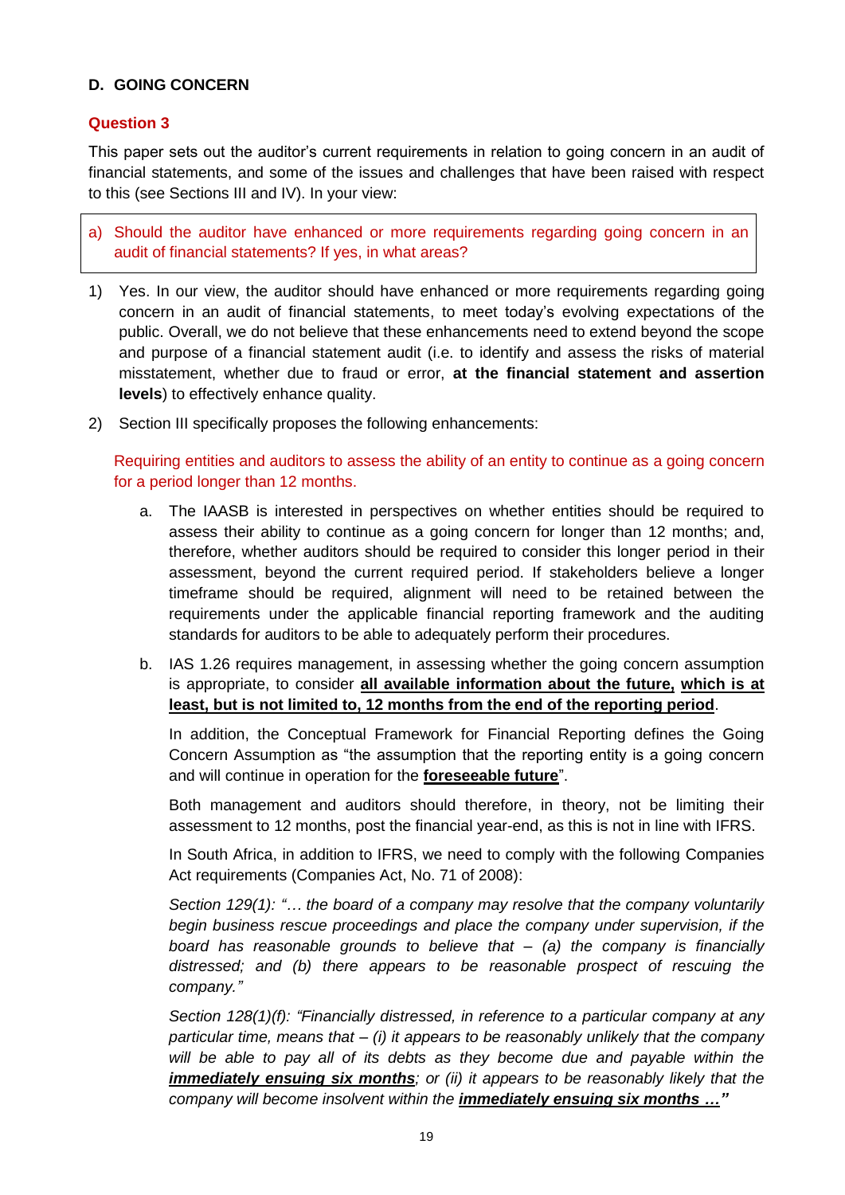### D. GOING CONCERN

#### Question 3

This paper sets out the auditor's current requirements in relation to going concern in an audit of financial statements, and some of the issues and challenges that have been raised with respect to this (see Sections III and IV). In your view:

> a) Should the auditor have enhanced or more requirements regarding going concern in an audit of financial statements? If yes, in what areas?

1) Yes. In our view, the auditor should have enhanced or more requirements regarding going concern in an audit of financial statements, to meet today's evolving expectations of the public. Overall, we do not believe that these enhancements need to extend beyond the scope and purpose of a financial statement audit (i.e. to identify and assess the risks of material misstatement, whether due to fraud or error, **at the financial statement and assertion levels**) to effectively enhance quality.

2) Section III specifically proposes the following enhancements:

   Requiring entities and auditors to assess the ability of an entity to continue as a going concern for a period longer than 12 months.

   a. The IAASB is interested in perspectives on whether entities should be required to assess their ability to continue as a going concern for longer than 12 months; and, therefore, whether auditors should be required to consider this longer period in their assessment, beyond the current required period. If stakeholders believe a longer timeframe should be required, alignment will need to be retained between the requirements under the applicable financial reporting framework and the auditing standards for auditors to be able to adequately perform their procedures.

   b. IAS 1.26 requires management, in assessing whether the going concern assumption is appropriate, to consider **<u>all available information about the future,</u>** **<u>which is at least, but is not limited to, 12 months from the end of the reporting period</u>**.

      In addition, the Conceptual Framework for Financial Reporting defines the Going Concern Assumption as "the assumption that the reporting entity is a going concern and will continue in operation for the **<u>foreseeable future</u>**".

      Both management and auditors should therefore, in theory, not be limiting their assessment to 12 months, post the financial year-end, as this is not in line with IFRS.

      In South Africa, in addition to IFRS, we need to comply with the following Companies Act requirements (Companies Act, No. 71 of 2008):

      *Section 129(1): "… the board of a company may resolve that the company voluntarily begin business rescue proceedings and place the company under supervision, if the board has reasonable grounds to believe that – (a) the company is financially distressed; and (b) there appears to be reasonable prospect of rescuing the company."*

      *Section 128(1)(f): "Financially distressed, in reference to a particular company at any particular time, means that – (i) it appears to be reasonably unlikely that the company will be able to pay all of its debts as they become due and payable within the* ***<u>immediately ensuing six months</u>****; or (ii) it appears to be reasonably likely that the company will become insolvent within the* ***<u>immediately ensuing six months …"</u>***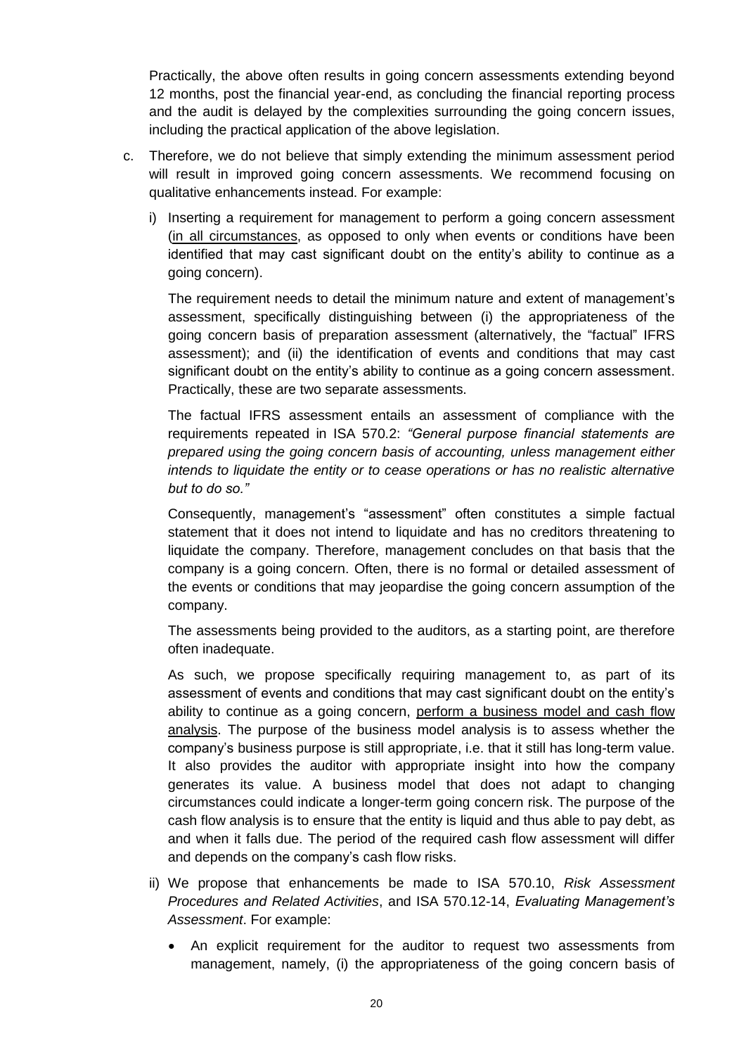Practically, the above often results in going concern assessments extending beyond 12 months, post the financial year-end, as concluding the financial reporting process and the audit is delayed by the complexities surrounding the going concern issues, including the practical application of the above legislation.

c. Therefore, we do not believe that simply extending the minimum assessment period will result in improved going concern assessments. We recommend focusing on qualitative enhancements instead. For example:

   i) Inserting a requirement for management to perform a going concern assessment (<u>in all circumstances</u>, as opposed to only when events or conditions have been identified that may cast significant doubt on the entity's ability to continue as a going concern).

   The requirement needs to detail the minimum nature and extent of management's assessment, specifically distinguishing between (i) the appropriateness of the going concern basis of preparation assessment (alternatively, the "factual" IFRS assessment); and (ii) the identification of events and conditions that may cast significant doubt on the entity's ability to continue as a going concern assessment. Practically, these are two separate assessments.

   The factual IFRS assessment entails an assessment of compliance with the requirements repeated in ISA 570.2: *"General purpose financial statements are prepared using the going concern basis of accounting, unless management either intends to liquidate the entity or to cease operations or has no realistic alternative but to do so."*

   Consequently, management's "assessment" often constitutes a simple factual statement that it does not intend to liquidate and has no creditors threatening to liquidate the company. Therefore, management concludes on that basis that the company is a going concern. Often, there is no formal or detailed assessment of the events or conditions that may jeopardise the going concern assumption of the company.

   The assessments being provided to the auditors, as a starting point, are therefore often inadequate.

   As such, we propose specifically requiring management to, as part of its assessment of events and conditions that may cast significant doubt on the entity's ability to continue as a going concern, <u>perform a business model and cash flow analysis</u>. The purpose of the business model analysis is to assess whether the company's business purpose is still appropriate, i.e. that it still has long-term value. It also provides the auditor with appropriate insight into how the company generates its value. A business model that does not adapt to changing circumstances could indicate a longer-term going concern risk. The purpose of the cash flow analysis is to ensure that the entity is liquid and thus able to pay debt, as and when it falls due. The period of the required cash flow assessment will differ and depends on the company's cash flow risks.

   ii) We propose that enhancements be made to ISA 570.10, *Risk Assessment Procedures and Related Activities*, and ISA 570.12-14, *Evaluating Management's Assessment*. For example:

   - An explicit requirement for the auditor to request two assessments from management, namely, (i) the appropriateness of the going concern basis of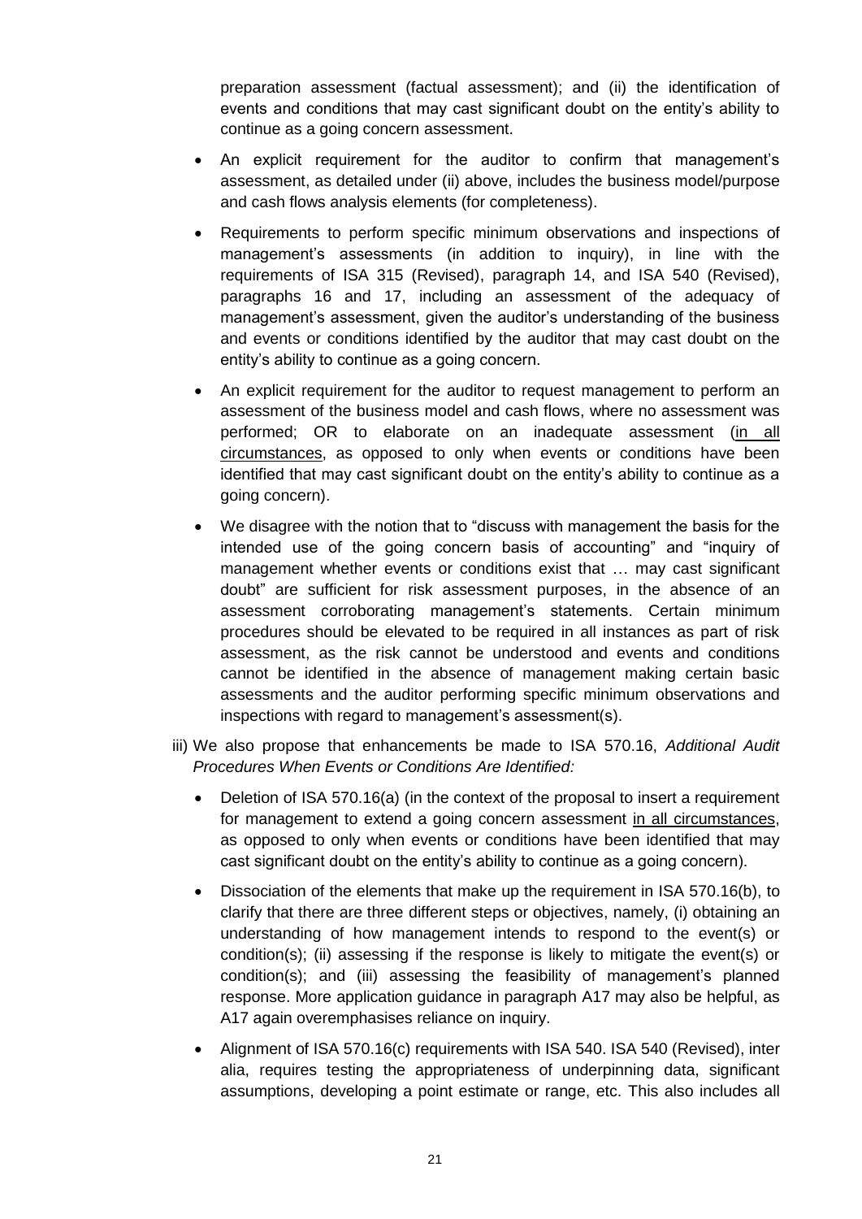preparation assessment (factual assessment); and (ii) the identification of events and conditions that may cast significant doubt on the entity's ability to continue as a going concern assessment.

- An explicit requirement for the auditor to confirm that management's assessment, as detailed under (ii) above, includes the business model/purpose and cash flows analysis elements (for completeness).
- Requirements to perform specific minimum observations and inspections of management's assessments (in addition to inquiry), in line with the requirements of ISA 315 (Revised), paragraph 14, and ISA 540 (Revised), paragraphs 16 and 17, including an assessment of the adequacy of management's assessment, given the auditor's understanding of the business and events or conditions identified by the auditor that may cast doubt on the entity's ability to continue as a going concern.
- An explicit requirement for the auditor to request management to perform an assessment of the business model and cash flows, where no assessment was performed; OR to elaborate on an inadequate assessment (<u>in all circumstances</u>, as opposed to only when events or conditions have been identified that may cast significant doubt on the entity's ability to continue as a going concern).
- We disagree with the notion that to "discuss with management the basis for the intended use of the going concern basis of accounting" and "inquiry of management whether events or conditions exist that … may cast significant doubt" are sufficient for risk assessment purposes, in the absence of an assessment corroborating management's statements. Certain minimum procedures should be elevated to be required in all instances as part of risk assessment, as the risk cannot be understood and events and conditions cannot be identified in the absence of management making certain basic assessments and the auditor performing specific minimum observations and inspections with regard to management's assessment(s).

iii) We also propose that enhancements be made to ISA 570.16, *Additional Audit Procedures When Events or Conditions Are Identified:*

- Deletion of ISA 570.16(a) (in the context of the proposal to insert a requirement for management to extend a going concern assessment <u>in all circumstances</u>, as opposed to only when events or conditions have been identified that may cast significant doubt on the entity's ability to continue as a going concern).
- Dissociation of the elements that make up the requirement in ISA 570.16(b), to clarify that there are three different steps or objectives, namely, (i) obtaining an understanding of how management intends to respond to the event(s) or condition(s); (ii) assessing if the response is likely to mitigate the event(s) or condition(s); and (iii) assessing the feasibility of management's planned response. More application guidance in paragraph A17 may also be helpful, as A17 again overemphasises reliance on inquiry.
- Alignment of ISA 570.16(c) requirements with ISA 540. ISA 540 (Revised), inter alia, requires testing the appropriateness of underpinning data, significant assumptions, developing a point estimate or range, etc. This also includes all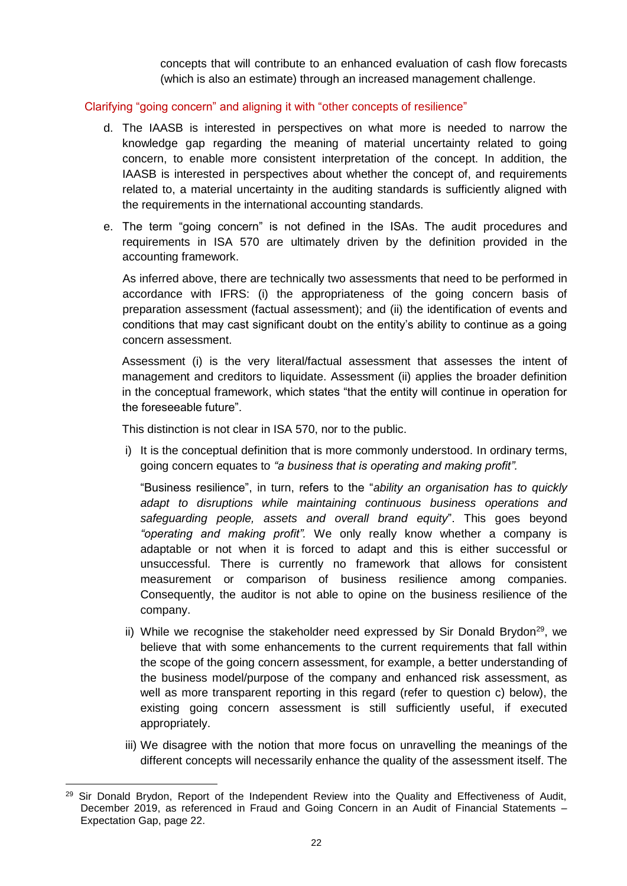concepts that will contribute to an enhanced evaluation of cash flow forecasts (which is also an estimate) through an increased management challenge.

### Clarifying "going concern" and aligning it with "other concepts of resilience"

d. The IAASB is interested in perspectives on what more is needed to narrow the knowledge gap regarding the meaning of material uncertainty related to going concern, to enable more consistent interpretation of the concept. In addition, the IAASB is interested in perspectives about whether the concept of, and requirements related to, a material uncertainty in the auditing standards is sufficiently aligned with the requirements in the international accounting standards.

e. The term "going concern" is not defined in the ISAs. The audit procedures and requirements in ISA 570 are ultimately driven by the definition provided in the accounting framework.

   As inferred above, there are technically two assessments that need to be performed in accordance with IFRS: (i) the appropriateness of the going concern basis of preparation assessment (factual assessment); and (ii) the identification of events and conditions that may cast significant doubt on the entity's ability to continue as a going concern assessment.

   Assessment (i) is the very literal/factual assessment that assesses the intent of management and creditors to liquidate. Assessment (ii) applies the broader definition in the conceptual framework, which states "that the entity will continue in operation for the foreseeable future".

   This distinction is not clear in ISA 570, nor to the public.

   i) It is the conceptual definition that is more commonly understood. In ordinary terms, going concern equates to *"a business that is operating and making profit"*.

      "Business resilience", in turn, refers to the "*ability an organisation has to quickly adapt to disruptions while maintaining continuous business operations and safeguarding people, assets and overall brand equity*". This goes beyond *"operating and making profit"*. We only really know whether a company is adaptable or not when it is forced to adapt and this is either successful or unsuccessful. There is currently no framework that allows for consistent measurement or comparison of business resilience among companies. Consequently, the auditor is not able to opine on the business resilience of the company.

   ii) While we recognise the stakeholder need expressed by Sir Donald Brydon[29], we believe that with some enhancements to the current requirements that fall within the scope of the going concern assessment, for example, a better understanding of the business model/purpose of the company and enhanced risk assessment, as well as more transparent reporting in this regard (refer to question c) below), the existing going concern assessment is still sufficiently useful, if executed appropriately.

   iii) We disagree with the notion that more focus on unravelling the meanings of the different concepts will necessarily enhance the quality of the assessment itself. The

---

[29] Sir Donald Brydon, Report of the Independent Review into the Quality and Effectiveness of Audit, December 2019, as referenced in Fraud and Going Concern in an Audit of Financial Statements – Expectation Gap, page 22.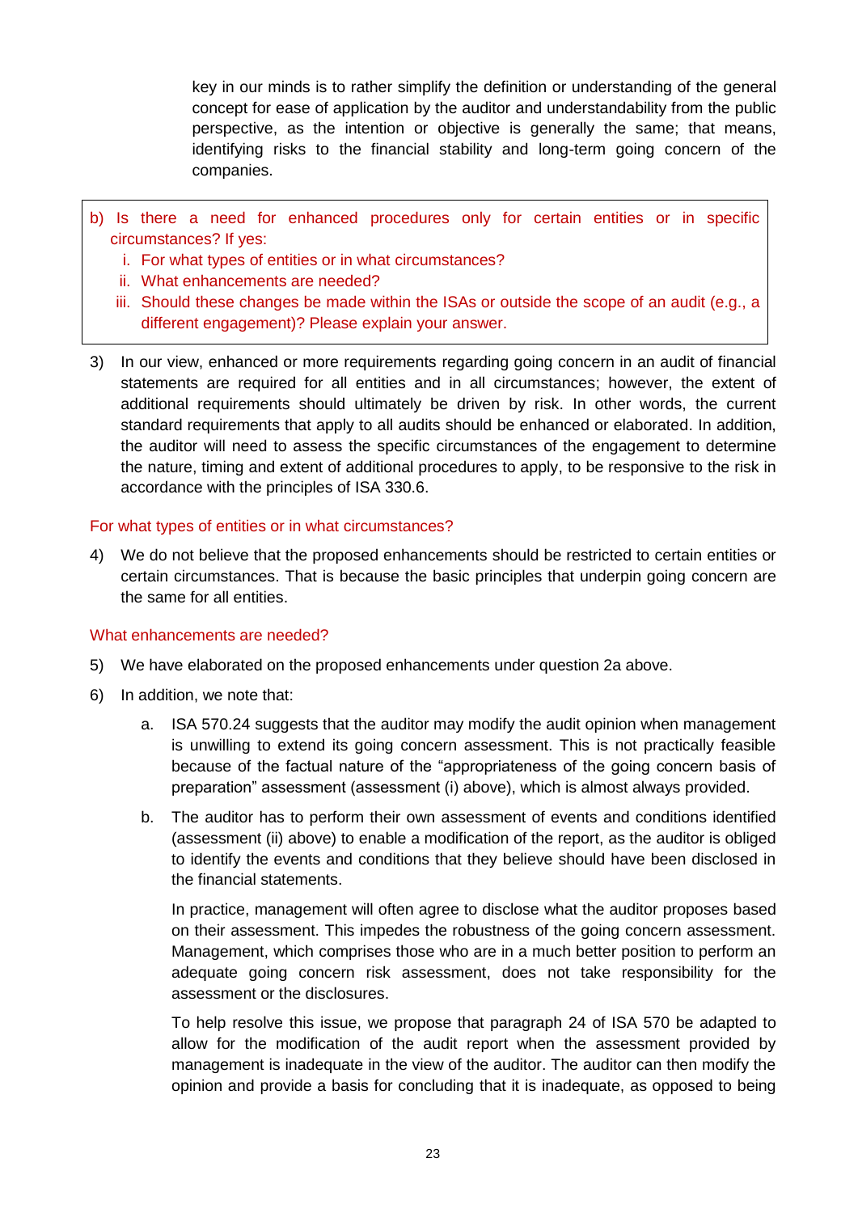key in our minds is to rather simplify the definition or understanding of the general concept for ease of application by the auditor and understandability from the public perspective, as the intention or objective is generally the same; that means, identifying risks to the financial stability and long-term going concern of the companies.

> b) Is there a need for enhanced procedures only for certain entities or in specific circumstances? If yes:
>    i. For what types of entities or in what circumstances?
>    ii. What enhancements are needed?
>    iii. Should these changes be made within the ISAs or outside the scope of an audit (e.g., a different engagement)? Please explain your answer.

3) In our view, enhanced or more requirements regarding going concern in an audit of financial statements are required for all entities and in all circumstances; however, the extent of additional requirements should ultimately be driven by risk. In other words, the current standard requirements that apply to all audits should be enhanced or elaborated. In addition, the auditor will need to assess the specific circumstances of the engagement to determine the nature, timing and extent of additional procedures to apply, to be responsive to the risk in accordance with the principles of ISA 330.6.

For what types of entities or in what circumstances?

4) We do not believe that the proposed enhancements should be restricted to certain entities or certain circumstances. That is because the basic principles that underpin going concern are the same for all entities.

What enhancements are needed?

5) We have elaborated on the proposed enhancements under question 2a above.

6) In addition, we note that:

   a. ISA 570.24 suggests that the auditor may modify the audit opinion when management is unwilling to extend its going concern assessment. This is not practically feasible because of the factual nature of the "appropriateness of the going concern basis of preparation" assessment (assessment (i) above), which is almost always provided.

   b. The auditor has to perform their own assessment of events and conditions identified (assessment (ii) above) to enable a modification of the report, as the auditor is obliged to identify the events and conditions that they believe should have been disclosed in the financial statements.

      In practice, management will often agree to disclose what the auditor proposes based on their assessment. This impedes the robustness of the going concern assessment. Management, which comprises those who are in a much better position to perform an adequate going concern risk assessment, does not take responsibility for the assessment or the disclosures.

      To help resolve this issue, we propose that paragraph 24 of ISA 570 be adapted to allow for the modification of the audit report when the assessment provided by management is inadequate in the view of the auditor. The auditor can then modify the opinion and provide a basis for concluding that it is inadequate, as opposed to being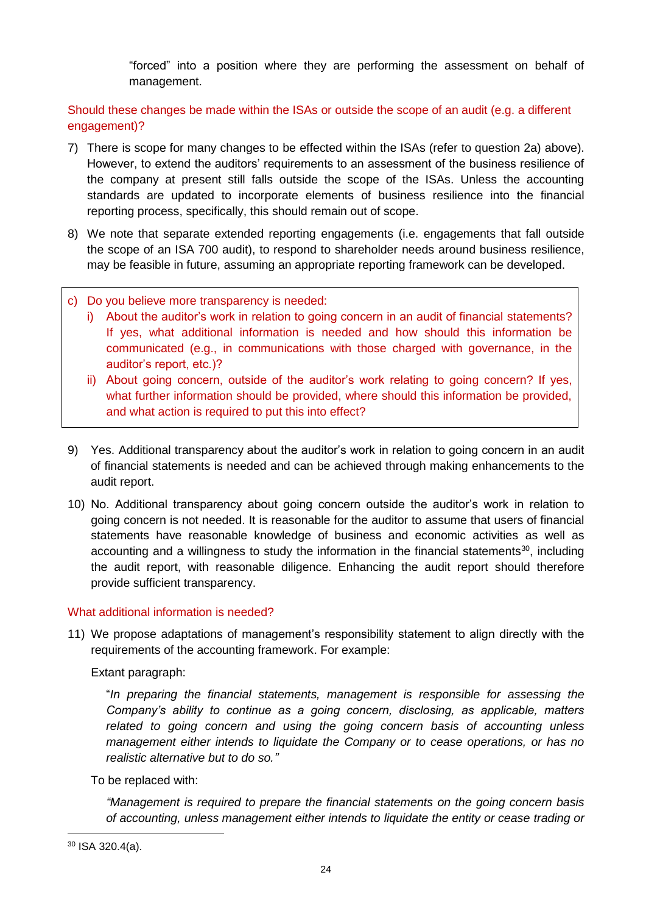"forced" into a position where they are performing the assessment on behalf of management.

Should these changes be made within the ISAs or outside the scope of an audit (e.g. a different engagement)?

7) There is scope for many changes to be effected within the ISAs (refer to question 2a) above). However, to extend the auditors' requirements to an assessment of the business resilience of the company at present still falls outside the scope of the ISAs. Unless the accounting standards are updated to incorporate elements of business resilience into the financial reporting process, specifically, this should remain out of scope.

8) We note that separate extended reporting engagements (i.e. engagements that fall outside the scope of an ISA 700 audit), to respond to shareholder needs around business resilience, may be feasible in future, assuming an appropriate reporting framework can be developed.

c) Do you believe more transparency is needed:
   i) About the auditor's work in relation to going concern in an audit of financial statements? If yes, what additional information is needed and how should this information be communicated (e.g., in communications with those charged with governance, in the auditor's report, etc.)?
   ii) About going concern, outside of the auditor's work relating to going concern? If yes, what further information should be provided, where should this information be provided, and what action is required to put this into effect?

9) Yes. Additional transparency about the auditor's work in relation to going concern in an audit of financial statements is needed and can be achieved through making enhancements to the audit report.

10) No. Additional transparency about going concern outside the auditor's work in relation to going concern is not needed. It is reasonable for the auditor to assume that users of financial statements have reasonable knowledge of business and economic activities as well as accounting and a willingness to study the information in the financial statements[30], including the audit report, with reasonable diligence. Enhancing the audit report should therefore provide sufficient transparency.

What additional information is needed?

11) We propose adaptations of management's responsibility statement to align directly with the requirements of the accounting framework. For example:

    Extant paragraph:

    "*In preparing the financial statements, management is responsible for assessing the Company's ability to continue as a going concern, disclosing, as applicable, matters related to going concern and using the going concern basis of accounting unless management either intends to liquidate the Company or to cease operations, or has no realistic alternative but to do so."*

    To be replaced with:

    *"Management is required to prepare the financial statements on the going concern basis of accounting, unless management either intends to liquidate the entity or cease trading or*

[30] ISA 320.4(a).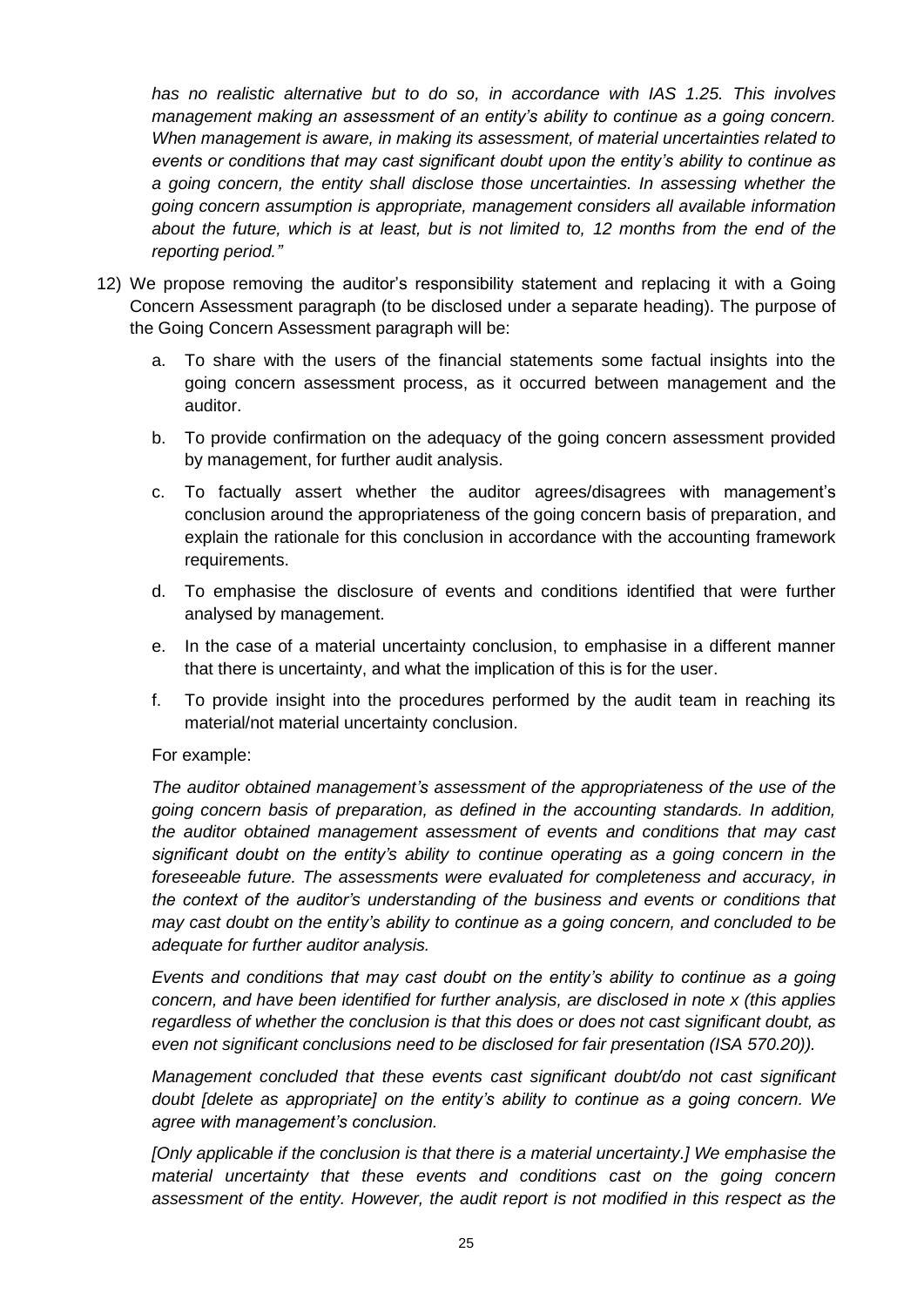*has no realistic alternative but to do so, in accordance with IAS 1.25. This involves management making an assessment of an entity's ability to continue as a going concern. When management is aware, in making its assessment, of material uncertainties related to events or conditions that may cast significant doubt upon the entity's ability to continue as a going concern, the entity shall disclose those uncertainties. In assessing whether the going concern assumption is appropriate, management considers all available information about the future, which is at least, but is not limited to, 12 months from the end of the reporting period."*

12) We propose removing the auditor's responsibility statement and replacing it with a Going Concern Assessment paragraph (to be disclosed under a separate heading). The purpose of the Going Concern Assessment paragraph will be:

    a. To share with the users of the financial statements some factual insights into the going concern assessment process, as it occurred between management and the auditor.

    b. To provide confirmation on the adequacy of the going concern assessment provided by management, for further audit analysis.

    c. To factually assert whether the auditor agrees/disagrees with management's conclusion around the appropriateness of the going concern basis of preparation, and explain the rationale for this conclusion in accordance with the accounting framework requirements.

    d. To emphasise the disclosure of events and conditions identified that were further analysed by management.

    e. In the case of a material uncertainty conclusion, to emphasise in a different manner that there is uncertainty, and what the implication of this is for the user.

    f. To provide insight into the procedures performed by the audit team in reaching its material/not material uncertainty conclusion.

    For example:

    *The auditor obtained management's assessment of the appropriateness of the use of the going concern basis of preparation, as defined in the accounting standards. In addition, the auditor obtained management assessment of events and conditions that may cast significant doubt on the entity's ability to continue operating as a going concern in the foreseeable future. The assessments were evaluated for completeness and accuracy, in the context of the auditor's understanding of the business and events or conditions that may cast doubt on the entity's ability to continue as a going concern, and concluded to be adequate for further auditor analysis.*

    *Events and conditions that may cast doubt on the entity's ability to continue as a going concern, and have been identified for further analysis, are disclosed in note x (this applies regardless of whether the conclusion is that this does or does not cast significant doubt, as even not significant conclusions need to be disclosed for fair presentation (ISA 570.20)).*

    *Management concluded that these events cast significant doubt/do not cast significant doubt [delete as appropriate] on the entity's ability to continue as a going concern. We agree with management's conclusion.*

    *[Only applicable if the conclusion is that there is a material uncertainty.] We emphasise the material uncertainty that these events and conditions cast on the going concern assessment of the entity. However, the audit report is not modified in this respect as the*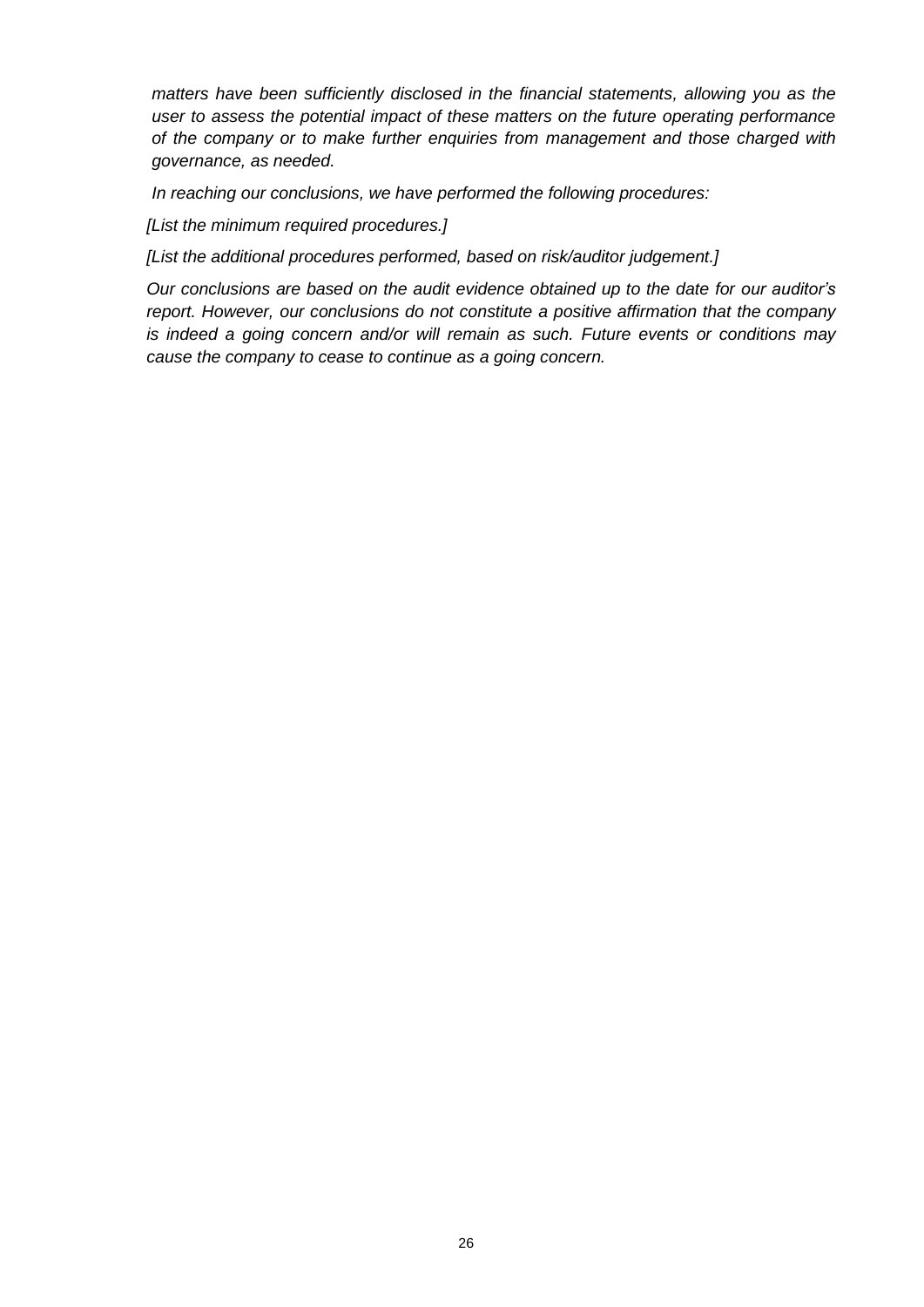*matters have been sufficiently disclosed in the financial statements, allowing you as the user to assess the potential impact of these matters on the future operating performance of the company or to make further enquiries from management and those charged with governance, as needed.*

*In reaching our conclusions, we have performed the following procedures:*

*[List the minimum required procedures.]*

*[List the additional procedures performed, based on risk/auditor judgement.]*

*Our conclusions are based on the audit evidence obtained up to the date for our auditor's report. However, our conclusions do not constitute a positive affirmation that the company is indeed a going concern and/or will remain as such. Future events or conditions may cause the company to cease to continue as a going concern.*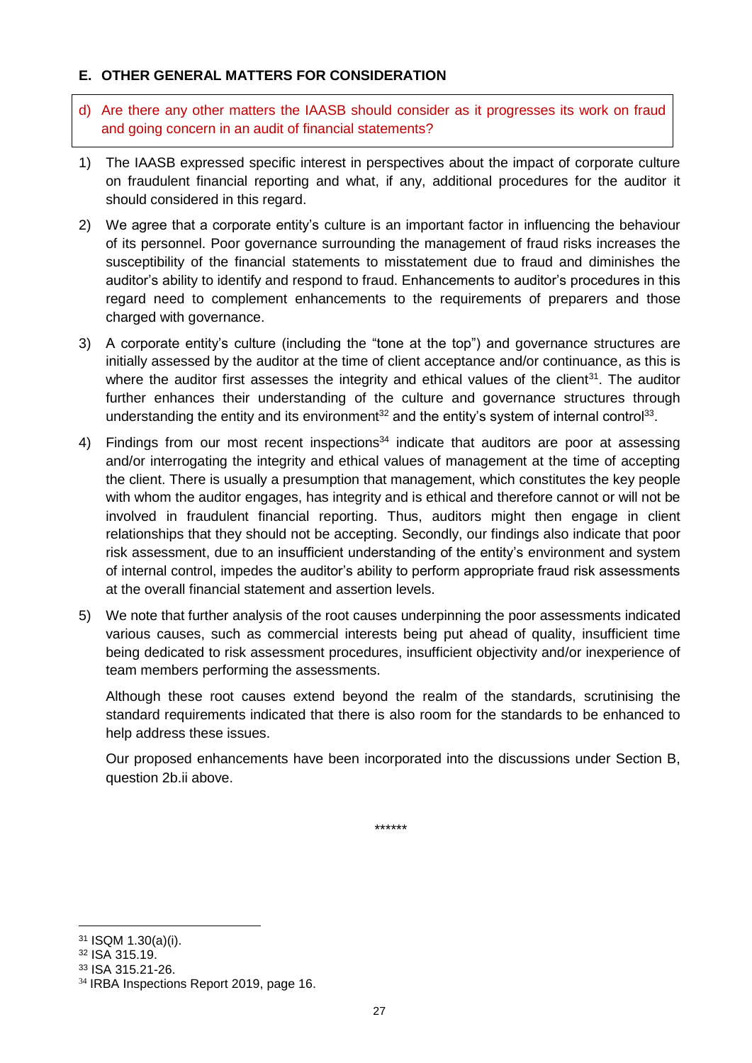## E. OTHER GENERAL MATTERS FOR CONSIDERATION

d) Are there any other matters the IAASB should consider as it progresses its work on fraud and going concern in an audit of financial statements?

1) The IAASB expressed specific interest in perspectives about the impact of corporate culture on fraudulent financial reporting and what, if any, additional procedures for the auditor it should considered in this regard.

2) We agree that a corporate entity's culture is an important factor in influencing the behaviour of its personnel. Poor governance surrounding the management of fraud risks increases the susceptibility of the financial statements to misstatement due to fraud and diminishes the auditor's ability to identify and respond to fraud. Enhancements to auditor's procedures in this regard need to complement enhancements to the requirements of preparers and those charged with governance.

3) A corporate entity's culture (including the "tone at the top") and governance structures are initially assessed by the auditor at the time of client acceptance and/or continuance, as this is where the auditor first assesses the integrity and ethical values of the client[31]. The auditor further enhances their understanding of the culture and governance structures through understanding the entity and its environment[32] and the entity's system of internal control[33].

4) Findings from our most recent inspections[34] indicate that auditors are poor at assessing and/or interrogating the integrity and ethical values of management at the time of accepting the client. There is usually a presumption that management, which constitutes the key people with whom the auditor engages, has integrity and is ethical and therefore cannot or will not be involved in fraudulent financial reporting. Thus, auditors might then engage in client relationships that they should not be accepting. Secondly, our findings also indicate that poor risk assessment, due to an insufficient understanding of the entity's environment and system of internal control, impedes the auditor's ability to perform appropriate fraud risk assessments at the overall financial statement and assertion levels.

5) We note that further analysis of the root causes underpinning the poor assessments indicated various causes, such as commercial interests being put ahead of quality, insufficient time being dedicated to risk assessment procedures, insufficient objectivity and/or inexperience of team members performing the assessments.

   Although these root causes extend beyond the realm of the standards, scrutinising the standard requirements indicated that there is also room for the standards to be enhanced to help address these issues.

   Our proposed enhancements have been incorporated into the discussions under Section B, question 2b.ii above.

******

---

[31] ISQM 1.30(a)(i).

[32] ISA 315.19.

[33] ISA 315.21-26.

[34] IRBA Inspections Report 2019, page 16.